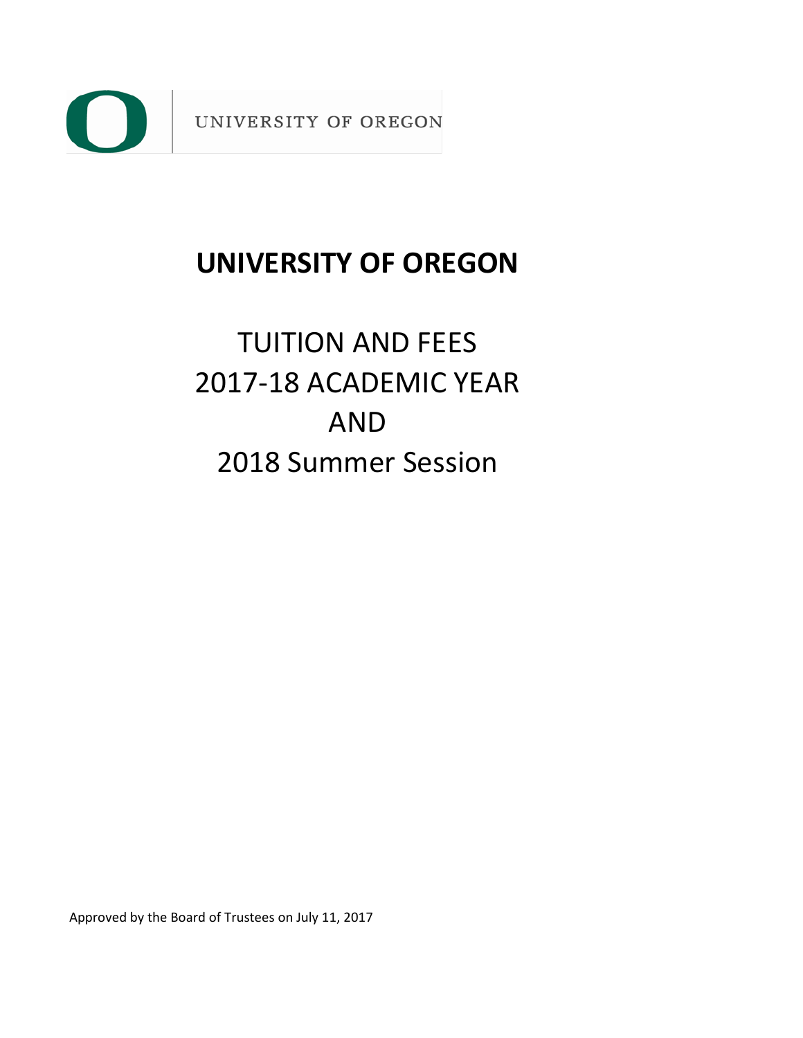UNIVERSITY OF OREGON

# UNIVERSITY OF OREGON

## TUITION AND FEES
## 2017-18 ACADEMIC YEAR
## AND
## 2018 Summer Session

Approved by the Board of Trustees on July 11, 2017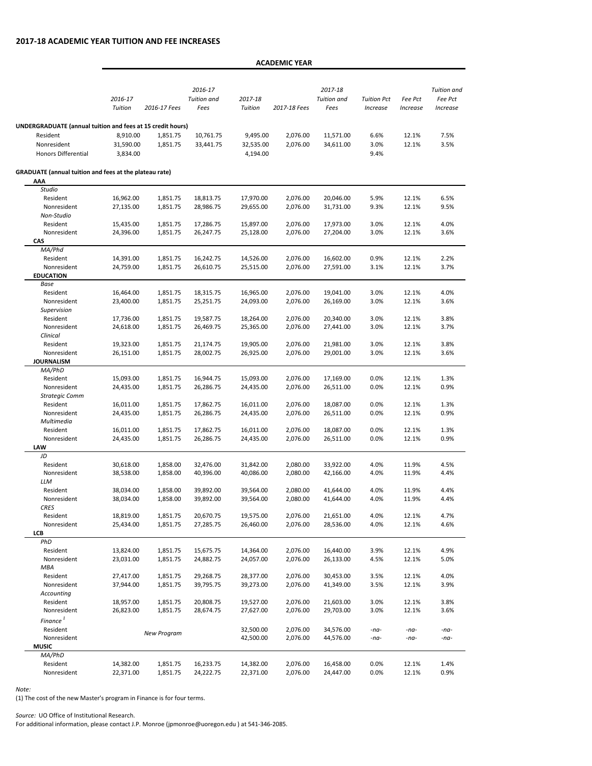## 2017-18 ACADEMIC YEAR TUITION AND FEE INCREASES

| | ACADEMIC YEAR | | | | | | | | |
|---|---|---|---|---|---|---|---|---|---|
| | *2016-17 Tuition* | *2016-17 Fees* | *2016-17 Tuition and Fees* | *2017-18 Tuition* | *2017-18 Fees* | *2017-18 Tuition and Fees* | *Tuition Pct Increase* | *Fee Pct Increase* | *Tuition and Fee Pct Increase* |
| **UNDERGRADUATE (annual tuition and fees at 15 credit hours)** | | | | | | | | | |
| Resident | 8,910.00 | 1,851.75 | 10,761.75 | 9,495.00 | 2,076.00 | 11,571.00 | 6.6% | 12.1% | 7.5% |
| Nonresident | 31,590.00 | 1,851.75 | 33,441.75 | 32,535.00 | 2,076.00 | 34,611.00 | 3.0% | 12.1% | 3.5% |
| Honors Differential | 3,834.00 | | | 4,194.00 | | | 9.4% | | |
| **GRADUATE (annual tuition and fees at the plateau rate)** | | | | | | | | | |
| **AAA** | | | | | | | | | |
| *Studio* | | | | | | | | | |
| Resident | 16,962.00 | 1,851.75 | 18,813.75 | 17,970.00 | 2,076.00 | 20,046.00 | 5.9% | 12.1% | 6.5% |
| Nonresident | 27,135.00 | 1,851.75 | 28,986.75 | 29,655.00 | 2,076.00 | 31,731.00 | 9.3% | 12.1% | 9.5% |
| *Non-Studio* | | | | | | | | | |
| Resident | 15,435.00 | 1,851.75 | 17,286.75 | 15,897.00 | 2,076.00 | 17,973.00 | 3.0% | 12.1% | 4.0% |
| Nonresident | 24,396.00 | 1,851.75 | 26,247.75 | 25,128.00 | 2,076.00 | 27,204.00 | 3.0% | 12.1% | 3.6% |
| **CAS** | | | | | | | | | |
| *MA/Phd* | | | | | | | | | |
| Resident | 14,391.00 | 1,851.75 | 16,242.75 | 14,526.00 | 2,076.00 | 16,602.00 | 0.9% | 12.1% | 2.2% |
| Nonresident | 24,759.00 | 1,851.75 | 26,610.75 | 25,515.00 | 2,076.00 | 27,591.00 | 3.1% | 12.1% | 3.7% |
| **EDUCATION** | | | | | | | | | |
| *Base* | | | | | | | | | |
| Resident | 16,464.00 | 1,851.75 | 18,315.75 | 16,965.00 | 2,076.00 | 19,041.00 | 3.0% | 12.1% | 4.0% |
| Nonresident | 23,400.00 | 1,851.75 | 25,251.75 | 24,093.00 | 2,076.00 | 26,169.00 | 3.0% | 12.1% | 3.6% |
| *Supervision* | | | | | | | | | |
| Resident | 17,736.00 | 1,851.75 | 19,587.75 | 18,264.00 | 2,076.00 | 20,340.00 | 3.0% | 12.1% | 3.8% |
| Nonresident | 24,618.00 | 1,851.75 | 26,469.75 | 25,365.00 | 2,076.00 | 27,441.00 | 3.0% | 12.1% | 3.7% |
| *Clinical* | | | | | | | | | |
| Resident | 19,323.00 | 1,851.75 | 21,174.75 | 19,905.00 | 2,076.00 | 21,981.00 | 3.0% | 12.1% | 3.8% |
| Nonresident | 26,151.00 | 1,851.75 | 28,002.75 | 26,925.00 | 2,076.00 | 29,001.00 | 3.0% | 12.1% | 3.6% |
| **JOURNALISM** | | | | | | | | | |
| *MA/PhD* | | | | | | | | | |
| Resident | 15,093.00 | 1,851.75 | 16,944.75 | 15,093.00 | 2,076.00 | 17,169.00 | 0.0% | 12.1% | 1.3% |
| Nonresident | 24,435.00 | 1,851.75 | 26,286.75 | 24,435.00 | 2,076.00 | 26,511.00 | 0.0% | 12.1% | 0.9% |
| *Strategic Comm* | | | | | | | | | |
| Resident | 16,011.00 | 1,851.75 | 17,862.75 | 16,011.00 | 2,076.00 | 18,087.00 | 0.0% | 12.1% | 1.3% |
| Nonresident | 24,435.00 | 1,851.75 | 26,286.75 | 24,435.00 | 2,076.00 | 26,511.00 | 0.0% | 12.1% | 0.9% |
| *Multimedia* | | | | | | | | | |
| Resident | 16,011.00 | 1,851.75 | 17,862.75 | 16,011.00 | 2,076.00 | 18,087.00 | 0.0% | 12.1% | 1.3% |
| Nonresident | 24,435.00 | 1,851.75 | 26,286.75 | 24,435.00 | 2,076.00 | 26,511.00 | 0.0% | 12.1% | 0.9% |
| **LAW** | | | | | | | | | |
| *JD* | | | | | | | | | |
| Resident | 30,618.00 | 1,858.00 | 32,476.00 | 31,842.00 | 2,080.00 | 33,922.00 | 4.0% | 11.9% | 4.5% |
| Nonresident | 38,538.00 | 1,858.00 | 40,396.00 | 40,086.00 | 2,080.00 | 42,166.00 | 4.0% | 11.9% | 4.4% |
| *LLM* | | | | | | | | | |
| Resident | 38,034.00 | 1,858.00 | 39,892.00 | 39,564.00 | 2,080.00 | 41,644.00 | 4.0% | 11.9% | 4.4% |
| Nonresident | 38,034.00 | 1,858.00 | 39,892.00 | 39,564.00 | 2,080.00 | 41,644.00 | 4.0% | 11.9% | 4.4% |
| *CRES* | | | | | | | | | |
| Resident | 18,819.00 | 1,851.75 | 20,670.75 | 19,575.00 | 2,076.00 | 21,651.00 | 4.0% | 12.1% | 4.7% |
| Nonresident | 25,434.00 | 1,851.75 | 27,285.75 | 26,460.00 | 2,076.00 | 28,536.00 | 4.0% | 12.1% | 4.6% |
| **LCB** | | | | | | | | | |
| *PhD* | | | | | | | | | |
| Resident | 13,824.00 | 1,851.75 | 15,675.75 | 14,364.00 | 2,076.00 | 16,440.00 | 3.9% | 12.1% | 4.9% |
| Nonresident | 23,031.00 | 1,851.75 | 24,882.75 | 24,057.00 | 2,076.00 | 26,133.00 | 4.5% | 12.1% | 5.0% |
| *MBA* | | | | | | | | | |
| Resident | 27,417.00 | 1,851.75 | 29,268.75 | 28,377.00 | 2,076.00 | 30,453.00 | 3.5% | 12.1% | 4.0% |
| Nonresident | 37,944.00 | 1,851.75 | 39,795.75 | 39,273.00 | 2,076.00 | 41,349.00 | 3.5% | 12.1% | 3.9% |
| *Accounting* | | | | | | | | | |
| Resident | 18,957.00 | 1,851.75 | 20,808.75 | 19,527.00 | 2,076.00 | 21,603.00 | 3.0% | 12.1% | 3.8% |
| Nonresident | 26,823.00 | 1,851.75 | 28,674.75 | 27,627.00 | 2,076.00 | 29,703.00 | 3.0% | 12.1% | 3.6% |
| *Finance* [1] | | | | | | | | | |
| Resident | | *New Program* | | 32,500.00 | 2,076.00 | 34,576.00 | *-na-* | *-na-* | *-na-* |
| Nonresident | | | | 42,500.00 | 2,076.00 | 44,576.00 | *-na-* | *-na-* | *-na-* |
| **MUSIC** | | | | | | | | | |
| *MA/PhD* | | | | | | | | | |
| Resident | 14,382.00 | 1,851.75 | 16,233.75 | 14,382.00 | 2,076.00 | 16,458.00 | 0.0% | 12.1% | 1.4% |
| Nonresident | 22,371.00 | 1,851.75 | 24,222.75 | 22,371.00 | 2,076.00 | 24,447.00 | 0.0% | 12.1% | 0.9% |

*Note:*
(1) The cost of the new Master's program in Finance is for four terms.

*Source:* UO Office of Institutional Research.
For additional information, please contact J.P. Monroe (jpmonroe@uoregon.edu ) at 541-346-2085.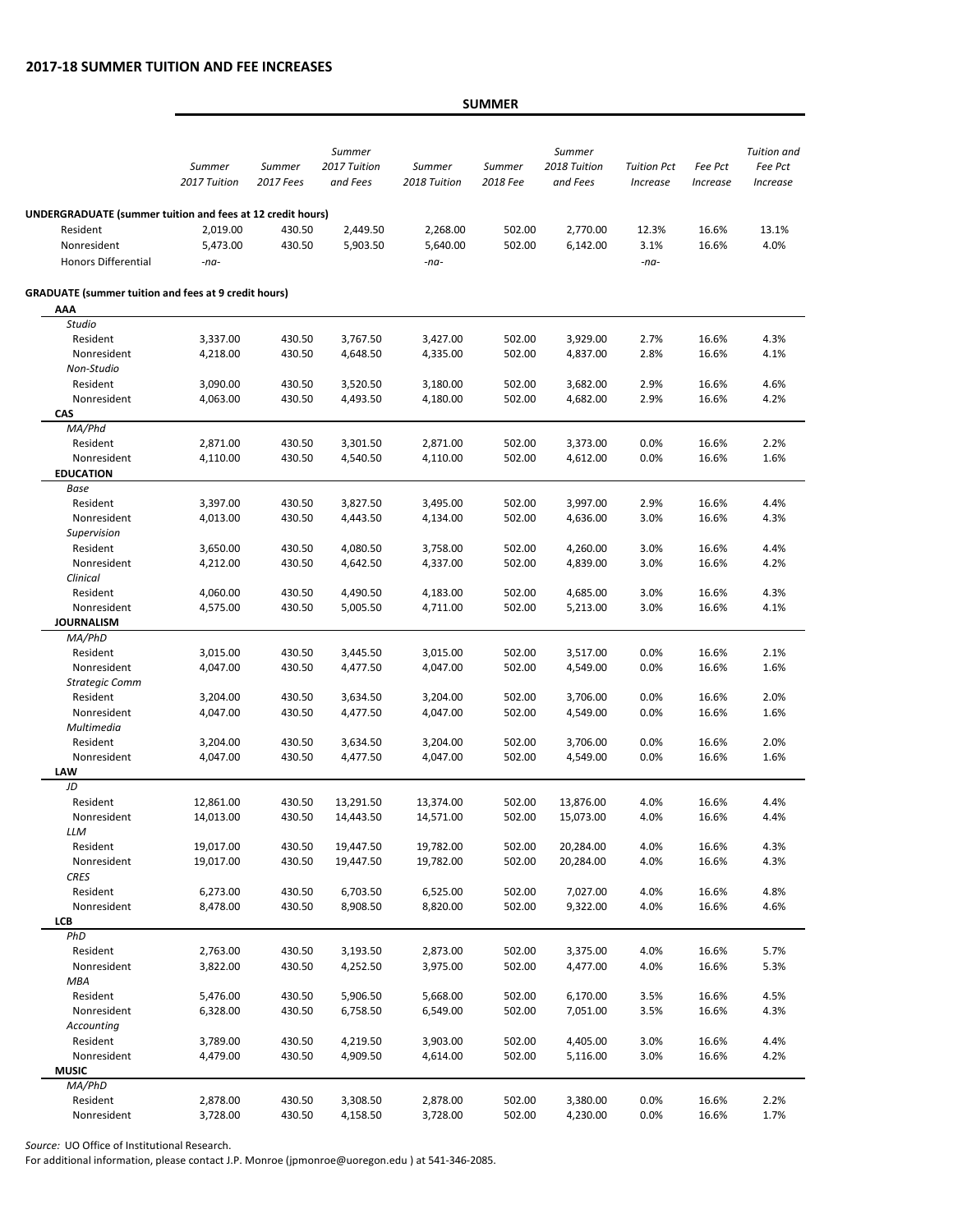## 2017-18 SUMMER TUITION AND FEE INCREASES

| | SUMMER | | | | | | | | |
|---|---|---|---|---|---|---|---|---|---|
| | *Summer 2017 Tuition* | *Summer 2017 Fees* | *Summer 2017 Tuition and Fees* | *Summer 2018 Tuition* | *Summer 2018 Fee* | *Summer 2018 Tuition and Fees* | *Tuition Pct Increase* | *Fee Pct Increase* | *Tuition and Fee Pct Increase* |
| **UNDERGRADUATE (summer tuition and fees at 12 credit hours)** | | | | | | | | | |
| Resident | 2,019.00 | 430.50 | 2,449.50 | 2,268.00 | 502.00 | 2,770.00 | 12.3% | 16.6% | 13.1% |
| Nonresident | 5,473.00 | 430.50 | 5,903.50 | 5,640.00 | 502.00 | 6,142.00 | 3.1% | 16.6% | 4.0% |
| Honors Differential | -na- | | | -na- | | | -na- | | |
| **GRADUATE (summer tuition and fees at 9 credit hours)** | | | | | | | | | |
| **AAA** | | | | | | | | | |
| *Studio* | | | | | | | | | |
| Resident | 3,337.00 | 430.50 | 3,767.50 | 3,427.00 | 502.00 | 3,929.00 | 2.7% | 16.6% | 4.3% |
| Nonresident | 4,218.00 | 430.50 | 4,648.50 | 4,335.00 | 502.00 | 4,837.00 | 2.8% | 16.6% | 4.1% |
| *Non-Studio* | | | | | | | | | |
| Resident | 3,090.00 | 430.50 | 3,520.50 | 3,180.00 | 502.00 | 3,682.00 | 2.9% | 16.6% | 4.6% |
| Nonresident | 4,063.00 | 430.50 | 4,493.50 | 4,180.00 | 502.00 | 4,682.00 | 2.9% | 16.6% | 4.2% |
| **CAS** | | | | | | | | | |
| *MA/Phd* | | | | | | | | | |
| Resident | 2,871.00 | 430.50 | 3,301.50 | 2,871.00 | 502.00 | 3,373.00 | 0.0% | 16.6% | 2.2% |
| Nonresident | 4,110.00 | 430.50 | 4,540.50 | 4,110.00 | 502.00 | 4,612.00 | 0.0% | 16.6% | 1.6% |
| **EDUCATION** | | | | | | | | | |
| *Base* | | | | | | | | | |
| Resident | 3,397.00 | 430.50 | 3,827.50 | 3,495.00 | 502.00 | 3,997.00 | 2.9% | 16.6% | 4.4% |
| Nonresident | 4,013.00 | 430.50 | 4,443.50 | 4,134.00 | 502.00 | 4,636.00 | 3.0% | 16.6% | 4.3% |
| *Supervision* | | | | | | | | | |
| Resident | 3,650.00 | 430.50 | 4,080.50 | 3,758.00 | 502.00 | 4,260.00 | 3.0% | 16.6% | 4.4% |
| Nonresident | 4,212.00 | 430.50 | 4,642.50 | 4,337.00 | 502.00 | 4,839.00 | 3.0% | 16.6% | 4.2% |
| *Clinical* | | | | | | | | | |
| Resident | 4,060.00 | 430.50 | 4,490.50 | 4,183.00 | 502.00 | 4,685.00 | 3.0% | 16.6% | 4.3% |
| Nonresident | 4,575.00 | 430.50 | 5,005.50 | 4,711.00 | 502.00 | 5,213.00 | 3.0% | 16.6% | 4.1% |
| **JOURNALISM** | | | | | | | | | |
| *MA/PhD* | | | | | | | | | |
| Resident | 3,015.00 | 430.50 | 3,445.50 | 3,015.00 | 502.00 | 3,517.00 | 0.0% | 16.6% | 2.1% |
| Nonresident | 4,047.00 | 430.50 | 4,477.50 | 4,047.00 | 502.00 | 4,549.00 | 0.0% | 16.6% | 1.6% |
| *Strategic Comm* | | | | | | | | | |
| Resident | 3,204.00 | 430.50 | 3,634.50 | 3,204.00 | 502.00 | 3,706.00 | 0.0% | 16.6% | 2.0% |
| Nonresident | 4,047.00 | 430.50 | 4,477.50 | 4,047.00 | 502.00 | 4,549.00 | 0.0% | 16.6% | 1.6% |
| *Multimedia* | | | | | | | | | |
| Resident | 3,204.00 | 430.50 | 3,634.50 | 3,204.00 | 502.00 | 3,706.00 | 0.0% | 16.6% | 2.0% |
| Nonresident | 4,047.00 | 430.50 | 4,477.50 | 4,047.00 | 502.00 | 4,549.00 | 0.0% | 16.6% | 1.6% |
| **LAW** | | | | | | | | | |
| *JD* | | | | | | | | | |
| Resident | 12,861.00 | 430.50 | 13,291.50 | 13,374.00 | 502.00 | 13,876.00 | 4.0% | 16.6% | 4.4% |
| Nonresident | 14,013.00 | 430.50 | 14,443.50 | 14,571.00 | 502.00 | 15,073.00 | 4.0% | 16.6% | 4.4% |
| *LLM* | | | | | | | | | |
| Resident | 19,017.00 | 430.50 | 19,447.50 | 19,782.00 | 502.00 | 20,284.00 | 4.0% | 16.6% | 4.3% |
| Nonresident | 19,017.00 | 430.50 | 19,447.50 | 19,782.00 | 502.00 | 20,284.00 | 4.0% | 16.6% | 4.3% |
| *CRES* | | | | | | | | | |
| Resident | 6,273.00 | 430.50 | 6,703.50 | 6,525.00 | 502.00 | 7,027.00 | 4.0% | 16.6% | 4.8% |
| Nonresident | 8,478.00 | 430.50 | 8,908.50 | 8,820.00 | 502.00 | 9,322.00 | 4.0% | 16.6% | 4.6% |
| **LCB** | | | | | | | | | |
| *PhD* | | | | | | | | | |
| Resident | 2,763.00 | 430.50 | 3,193.50 | 2,873.00 | 502.00 | 3,375.00 | 4.0% | 16.6% | 5.7% |
| Nonresident | 3,822.00 | 430.50 | 4,252.50 | 3,975.00 | 502.00 | 4,477.00 | 4.0% | 16.6% | 5.3% |
| *MBA* | | | | | | | | | |
| Resident | 5,476.00 | 430.50 | 5,906.50 | 5,668.00 | 502.00 | 6,170.00 | 3.5% | 16.6% | 4.5% |
| Nonresident | 6,328.00 | 430.50 | 6,758.50 | 6,549.00 | 502.00 | 7,051.00 | 3.5% | 16.6% | 4.3% |
| *Accounting* | | | | | | | | | |
| Resident | 3,789.00 | 430.50 | 4,219.50 | 3,903.00 | 502.00 | 4,405.00 | 3.0% | 16.6% | 4.4% |
| Nonresident | 4,479.00 | 430.50 | 4,909.50 | 4,614.00 | 502.00 | 5,116.00 | 3.0% | 16.6% | 4.2% |
| **MUSIC** | | | | | | | | | |
| *MA/PhD* | | | | | | | | | |
| Resident | 2,878.00 | 430.50 | 3,308.50 | 2,878.00 | 502.00 | 3,380.00 | 0.0% | 16.6% | 2.2% |
| Nonresident | 3,728.00 | 430.50 | 4,158.50 | 3,728.00 | 502.00 | 4,230.00 | 0.0% | 16.6% | 1.7% |

*Source:* UO Office of Institutional Research.
For additional information, please contact J.P. Monroe (jpmonroe@uoregon.edu ) at 541-346-2085.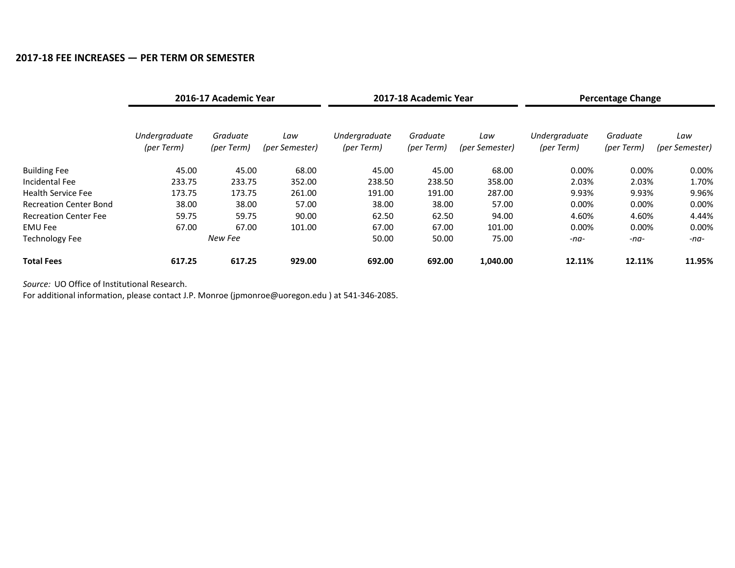### 2017-18 FEE INCREASES — PER TERM OR SEMESTER

| | 2016-17 Academic Year | | | 2017-18 Academic Year | | | Percentage Change | | |
|---|---|---|---|---|---|---|---|---|---|
| | *Undergraduate (per Term)* | *Graduate (per Term)* | *Law (per Semester)* | *Undergraduate (per Term)* | *Graduate (per Term)* | *Law (per Semester)* | *Undergraduate (per Term)* | *Graduate (per Term)* | *Law (per Semester)* |
| Building Fee | 45.00 | 45.00 | 68.00 | 45.00 | 45.00 | 68.00 | 0.00% | 0.00% | 0.00% |
| Incidental Fee | 233.75 | 233.75 | 352.00 | 238.50 | 238.50 | 358.00 | 2.03% | 2.03% | 1.70% |
| Health Service Fee | 173.75 | 173.75 | 261.00 | 191.00 | 191.00 | 287.00 | 9.93% | 9.93% | 9.96% |
| Recreation Center Bond | 38.00 | 38.00 | 57.00 | 38.00 | 38.00 | 57.00 | 0.00% | 0.00% | 0.00% |
| Recreation Center Fee | 59.75 | 59.75 | 90.00 | 62.50 | 62.50 | 94.00 | 4.60% | 4.60% | 4.44% |
| EMU Fee | 67.00 | 67.00 | 101.00 | 67.00 | 67.00 | 101.00 | 0.00% | 0.00% | 0.00% |
| Technology Fee | | *New Fee* | | 50.00 | 50.00 | 75.00 | *-na-* | *-na-* | *-na-* |
| **Total Fees** | **617.25** | **617.25** | **929.00** | **692.00** | **692.00** | **1,040.00** | **12.11%** | **12.11%** | **11.95%** |

*Source:* UO Office of Institutional Research.
For additional information, please contact J.P. Monroe (jpmonroe@uoregon.edu ) at 541-346-2085.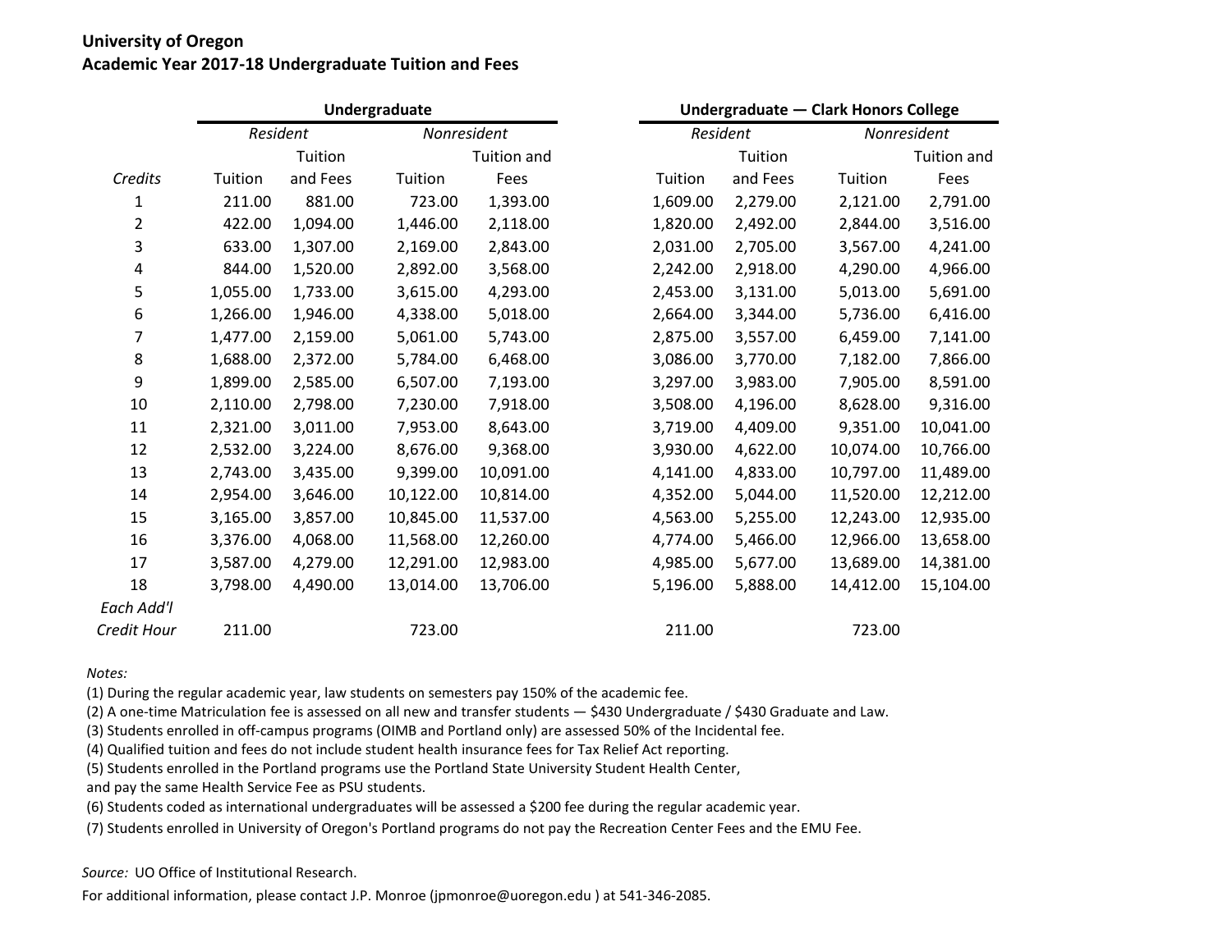**University of Oregon**
**Academic Year 2017-18 Undergraduate Tuition and Fees**

| | Undergraduate | | | | Undergraduate — Clark Honors College | | | |
|---|---|---|---|---|---|---|---|---|
| | *Resident* | | *Nonresident* | | *Resident* | | *Nonresident* | |
| *Credits* | Tuition | Tuition and Fees | Tuition | Tuition and Fees | Tuition | Tuition and Fees | Tuition | Tuition and Fees |
| 1 | 211.00 | 881.00 | 723.00 | 1,393.00 | 1,609.00 | 2,279.00 | 2,121.00 | 2,791.00 |
| 2 | 422.00 | 1,094.00 | 1,446.00 | 2,118.00 | 1,820.00 | 2,492.00 | 2,844.00 | 3,516.00 |
| 3 | 633.00 | 1,307.00 | 2,169.00 | 2,843.00 | 2,031.00 | 2,705.00 | 3,567.00 | 4,241.00 |
| 4 | 844.00 | 1,520.00 | 2,892.00 | 3,568.00 | 2,242.00 | 2,918.00 | 4,290.00 | 4,966.00 |
| 5 | 1,055.00 | 1,733.00 | 3,615.00 | 4,293.00 | 2,453.00 | 3,131.00 | 5,013.00 | 5,691.00 |
| 6 | 1,266.00 | 1,946.00 | 4,338.00 | 5,018.00 | 2,664.00 | 3,344.00 | 5,736.00 | 6,416.00 |
| 7 | 1,477.00 | 2,159.00 | 5,061.00 | 5,743.00 | 2,875.00 | 3,557.00 | 6,459.00 | 7,141.00 |
| 8 | 1,688.00 | 2,372.00 | 5,784.00 | 6,468.00 | 3,086.00 | 3,770.00 | 7,182.00 | 7,866.00 |
| 9 | 1,899.00 | 2,585.00 | 6,507.00 | 7,193.00 | 3,297.00 | 3,983.00 | 7,905.00 | 8,591.00 |
| 10 | 2,110.00 | 2,798.00 | 7,230.00 | 7,918.00 | 3,508.00 | 4,196.00 | 8,628.00 | 9,316.00 |
| 11 | 2,321.00 | 3,011.00 | 7,953.00 | 8,643.00 | 3,719.00 | 4,409.00 | 9,351.00 | 10,041.00 |
| 12 | 2,532.00 | 3,224.00 | 8,676.00 | 9,368.00 | 3,930.00 | 4,622.00 | 10,074.00 | 10,766.00 |
| 13 | 2,743.00 | 3,435.00 | 9,399.00 | 10,091.00 | 4,141.00 | 4,833.00 | 10,797.00 | 11,489.00 |
| 14 | 2,954.00 | 3,646.00 | 10,122.00 | 10,814.00 | 4,352.00 | 5,044.00 | 11,520.00 | 12,212.00 |
| 15 | 3,165.00 | 3,857.00 | 10,845.00 | 11,537.00 | 4,563.00 | 5,255.00 | 12,243.00 | 12,935.00 |
| 16 | 3,376.00 | 4,068.00 | 11,568.00 | 12,260.00 | 4,774.00 | 5,466.00 | 12,966.00 | 13,658.00 |
| 17 | 3,587.00 | 4,279.00 | 12,291.00 | 12,983.00 | 4,985.00 | 5,677.00 | 13,689.00 | 14,381.00 |
| 18 | 3,798.00 | 4,490.00 | 13,014.00 | 13,706.00 | 5,196.00 | 5,888.00 | 14,412.00 | 15,104.00 |
| *Each Add'l Credit Hour* | 211.00 | | 723.00 | | 211.00 | | 723.00 | |

*Notes:*

(1) During the regular academic year, law students on semesters pay 150% of the academic fee.
(2) A one-time Matriculation fee is assessed on all new and transfer students — $430 Undergraduate / $430 Graduate and Law.
(3) Students enrolled in off-campus programs (OIMB and Portland only) are assessed 50% of the Incidental fee.
(4) Qualified tuition and fees do not include student health insurance fees for Tax Relief Act reporting.
(5) Students enrolled in the Portland programs use the Portland State University Student Health Center, and pay the same Health Service Fee as PSU students.
(6) Students coded as international undergraduates will be assessed a $200 fee during the regular academic year.
(7) Students enrolled in University of Oregon's Portland programs do not pay the Recreation Center Fees and the EMU Fee.

*Source:* UO Office of Institutional Research.
For additional information, please contact J.P. Monroe (jpmonroe@uoregon.edu ) at 541-346-2085.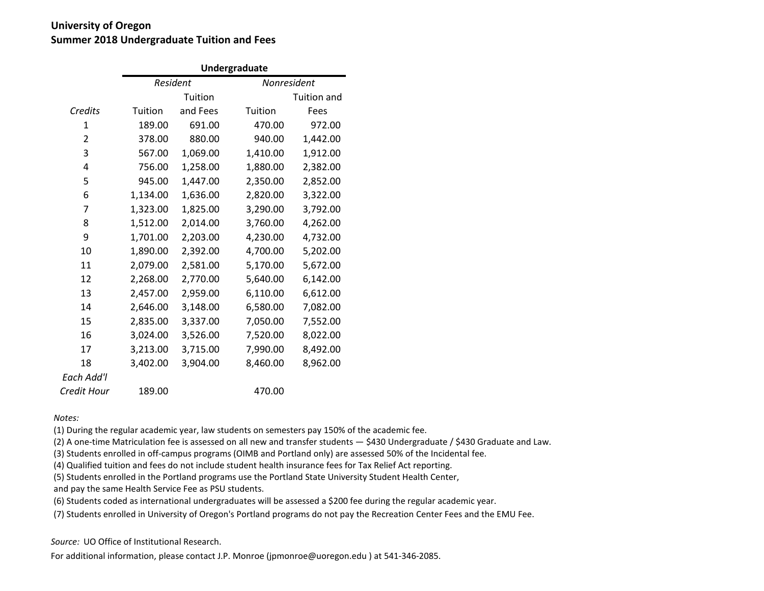**University of Oregon**
**Summer 2018 Undergraduate Tuition and Fees**

| | Undergraduate | | | |
|---|---|---|---|---|
| | *Resident* | | *Nonresident* | |
| *Credits* | Tuition | Tuition and Fees | Tuition | Tuition and Fees |
| 1 | 189.00 | 691.00 | 470.00 | 972.00 |
| 2 | 378.00 | 880.00 | 940.00 | 1,442.00 |
| 3 | 567.00 | 1,069.00 | 1,410.00 | 1,912.00 |
| 4 | 756.00 | 1,258.00 | 1,880.00 | 2,382.00 |
| 5 | 945.00 | 1,447.00 | 2,350.00 | 2,852.00 |
| 6 | 1,134.00 | 1,636.00 | 2,820.00 | 3,322.00 |
| 7 | 1,323.00 | 1,825.00 | 3,290.00 | 3,792.00 |
| 8 | 1,512.00 | 2,014.00 | 3,760.00 | 4,262.00 |
| 9 | 1,701.00 | 2,203.00 | 4,230.00 | 4,732.00 |
| 10 | 1,890.00 | 2,392.00 | 4,700.00 | 5,202.00 |
| 11 | 2,079.00 | 2,581.00 | 5,170.00 | 5,672.00 |
| 12 | 2,268.00 | 2,770.00 | 5,640.00 | 6,142.00 |
| 13 | 2,457.00 | 2,959.00 | 6,110.00 | 6,612.00 |
| 14 | 2,646.00 | 3,148.00 | 6,580.00 | 7,082.00 |
| 15 | 2,835.00 | 3,337.00 | 7,050.00 | 7,552.00 |
| 16 | 3,024.00 | 3,526.00 | 7,520.00 | 8,022.00 |
| 17 | 3,213.00 | 3,715.00 | 7,990.00 | 8,492.00 |
| 18 | 3,402.00 | 3,904.00 | 8,460.00 | 8,962.00 |
| *Each Add'l Credit Hour* | 189.00 | | 470.00 | |

*Notes:*

(1) During the regular academic year, law students on semesters pay 150% of the academic fee.
(2) A one-time Matriculation fee is assessed on all new and transfer students — $430 Undergraduate / $430 Graduate and Law.
(3) Students enrolled in off-campus programs (OIMB and Portland only) are assessed 50% of the Incidental fee.
(4) Qualified tuition and fees do not include student health insurance fees for Tax Relief Act reporting.
(5) Students enrolled in the Portland programs use the Portland State University Student Health Center, and pay the same Health Service Fee as PSU students.
(6) Students coded as international undergraduates will be assessed a $200 fee during the regular academic year.
(7) Students enrolled in University of Oregon's Portland programs do not pay the Recreation Center Fees and the EMU Fee.

*Source:* UO Office of Institutional Research.
For additional information, please contact J.P. Monroe (jpmonroe@uoregon.edu ) at 541-346-2085.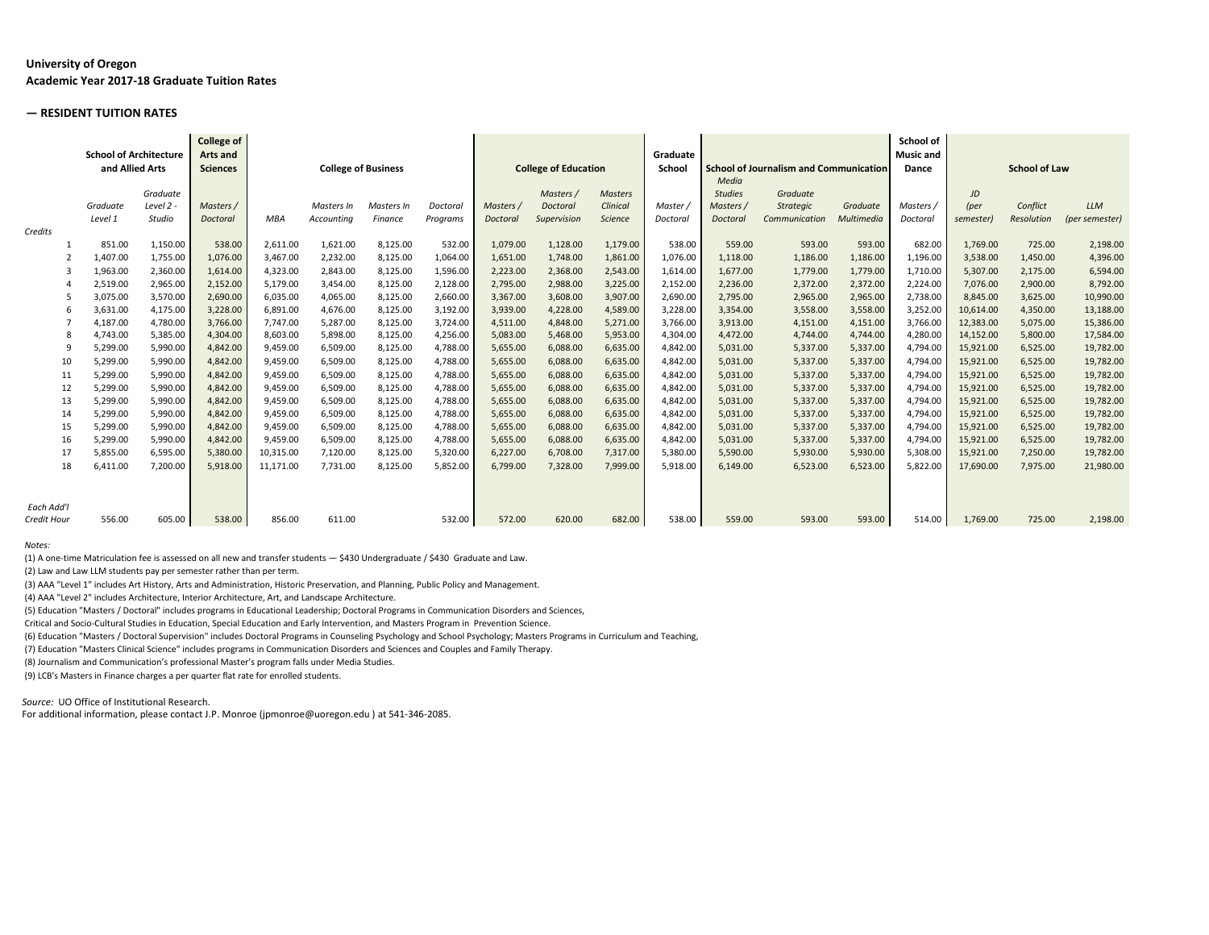**University of Oregon**
**Academic Year 2017-18 Graduate Tuition Rates**

**— RESIDENT TUITION RATES**

| | School of Architecture and Allied Arts | | College of Arts and Sciences | College of Business | | | | College of Education | | | Graduate School | School of Journalism and Communication | | | School of Music and Dance | School of Law | | |
|---|---|---|---|---|---|---|---|---|---|---|---|---|---|---|---|---|---|---|
| Credits | *Graduate Level 1* | *Graduate Level 2 - Studio* | *Masters / Doctoral* | *MBA* | *Masters In Accounting* | *Masters In Finance* | *Doctoral Programs* | *Masters / Doctoral* | *Masters / Doctoral Supervision* | *Masters Clinical Science* | *Master / Doctoral* | *Media Studies Masters / Doctoral* | *Graduate Strategic Communication* | *Graduate Multimedia* | *Masters / Doctoral* | *JD (per semester)* | *Conflict Resolution* | *LLM (per semester)* |
| 1 | 851.00 | 1,150.00 | 538.00 | 2,611.00 | 1,621.00 | 8,125.00 | 532.00 | 1,079.00 | 1,128.00 | 1,179.00 | 538.00 | 559.00 | 593.00 | 593.00 | 682.00 | 1,769.00 | 725.00 | 2,198.00 |
| 2 | 1,407.00 | 1,755.00 | 1,076.00 | 3,467.00 | 2,232.00 | 8,125.00 | 1,064.00 | 1,651.00 | 1,748.00 | 1,861.00 | 1,076.00 | 1,118.00 | 1,186.00 | 1,186.00 | 1,196.00 | 3,538.00 | 1,450.00 | 4,396.00 |
| 3 | 1,963.00 | 2,360.00 | 1,614.00 | 4,323.00 | 2,843.00 | 8,125.00 | 1,596.00 | 2,223.00 | 2,368.00 | 2,543.00 | 1,614.00 | 1,677.00 | 1,779.00 | 1,779.00 | 1,710.00 | 5,307.00 | 2,175.00 | 6,594.00 |
| 4 | 2,519.00 | 2,965.00 | 2,152.00 | 5,179.00 | 3,454.00 | 8,125.00 | 2,128.00 | 2,795.00 | 2,988.00 | 3,225.00 | 2,152.00 | 2,236.00 | 2,372.00 | 2,372.00 | 2,224.00 | 7,076.00 | 2,900.00 | 8,792.00 |
| 5 | 3,075.00 | 3,570.00 | 2,690.00 | 6,035.00 | 4,065.00 | 8,125.00 | 2,660.00 | 3,367.00 | 3,608.00 | 3,907.00 | 2,690.00 | 2,795.00 | 2,965.00 | 2,965.00 | 2,738.00 | 8,845.00 | 3,625.00 | 10,990.00 |
| 6 | 3,631.00 | 4,175.00 | 3,228.00 | 6,891.00 | 4,676.00 | 8,125.00 | 3,192.00 | 3,939.00 | 4,228.00 | 4,589.00 | 3,228.00 | 3,354.00 | 3,558.00 | 3,558.00 | 3,252.00 | 10,614.00 | 4,350.00 | 13,188.00 |
| 7 | 4,187.00 | 4,780.00 | 3,766.00 | 7,747.00 | 5,287.00 | 8,125.00 | 3,724.00 | 4,511.00 | 4,848.00 | 5,271.00 | 3,766.00 | 3,913.00 | 4,151.00 | 4,151.00 | 3,766.00 | 12,383.00 | 5,075.00 | 15,386.00 |
| 8 | 4,743.00 | 5,385.00 | 4,304.00 | 8,603.00 | 5,898.00 | 8,125.00 | 4,256.00 | 5,083.00 | 5,468.00 | 5,953.00 | 4,304.00 | 4,472.00 | 4,744.00 | 4,744.00 | 4,280.00 | 14,152.00 | 5,800.00 | 17,584.00 |
| 9 | 5,299.00 | 5,990.00 | 4,842.00 | 9,459.00 | 6,509.00 | 8,125.00 | 4,788.00 | 5,655.00 | 6,088.00 | 6,635.00 | 4,842.00 | 5,031.00 | 5,337.00 | 5,337.00 | 4,794.00 | 15,921.00 | 6,525.00 | 19,782.00 |
| 10 | 5,299.00 | 5,990.00 | 4,842.00 | 9,459.00 | 6,509.00 | 8,125.00 | 4,788.00 | 5,655.00 | 6,088.00 | 6,635.00 | 4,842.00 | 5,031.00 | 5,337.00 | 5,337.00 | 4,794.00 | 15,921.00 | 6,525.00 | 19,782.00 |
| 11 | 5,299.00 | 5,990.00 | 4,842.00 | 9,459.00 | 6,509.00 | 8,125.00 | 4,788.00 | 5,655.00 | 6,088.00 | 6,635.00 | 4,842.00 | 5,031.00 | 5,337.00 | 5,337.00 | 4,794.00 | 15,921.00 | 6,525.00 | 19,782.00 |
| 12 | 5,299.00 | 5,990.00 | 4,842.00 | 9,459.00 | 6,509.00 | 8,125.00 | 4,788.00 | 5,655.00 | 6,088.00 | 6,635.00 | 4,842.00 | 5,031.00 | 5,337.00 | 5,337.00 | 4,794.00 | 15,921.00 | 6,525.00 | 19,782.00 |
| 13 | 5,299.00 | 5,990.00 | 4,842.00 | 9,459.00 | 6,509.00 | 8,125.00 | 4,788.00 | 5,655.00 | 6,088.00 | 6,635.00 | 4,842.00 | 5,031.00 | 5,337.00 | 5,337.00 | 4,794.00 | 15,921.00 | 6,525.00 | 19,782.00 |
| 14 | 5,299.00 | 5,990.00 | 4,842.00 | 9,459.00 | 6,509.00 | 8,125.00 | 4,788.00 | 5,655.00 | 6,088.00 | 6,635.00 | 4,842.00 | 5,031.00 | 5,337.00 | 5,337.00 | 4,794.00 | 15,921.00 | 6,525.00 | 19,782.00 |
| 15 | 5,299.00 | 5,990.00 | 4,842.00 | 9,459.00 | 6,509.00 | 8,125.00 | 4,788.00 | 5,655.00 | 6,088.00 | 6,635.00 | 4,842.00 | 5,031.00 | 5,337.00 | 5,337.00 | 4,794.00 | 15,921.00 | 6,525.00 | 19,782.00 |
| 16 | 5,299.00 | 5,990.00 | 4,842.00 | 9,459.00 | 6,509.00 | 8,125.00 | 4,788.00 | 5,655.00 | 6,088.00 | 6,635.00 | 4,842.00 | 5,031.00 | 5,337.00 | 5,337.00 | 4,794.00 | 15,921.00 | 6,525.00 | 19,782.00 |
| 17 | 5,855.00 | 6,595.00 | 5,380.00 | 10,315.00 | 7,120.00 | 8,125.00 | 5,320.00 | 6,227.00 | 6,708.00 | 7,317.00 | 5,380.00 | 5,590.00 | 5,930.00 | 5,930.00 | 5,308.00 | 15,921.00 | 7,250.00 | 19,782.00 |
| 18 | 6,411.00 | 7,200.00 | 5,918.00 | 11,171.00 | 7,731.00 | 8,125.00 | 5,852.00 | 6,799.00 | 7,328.00 | 7,999.00 | 5,918.00 | 6,149.00 | 6,523.00 | 6,523.00 | 5,822.00 | 17,690.00 | 7,975.00 | 21,980.00 |
| *Each Add'l Credit Hour* | 556.00 | 605.00 | 538.00 | 856.00 | 611.00 | | 532.00 | 572.00 | 620.00 | 682.00 | 538.00 | 559.00 | 593.00 | 593.00 | 514.00 | 1,769.00 | 725.00 | 2,198.00 |

*Notes:*

(1) A one-time Matriculation fee is assessed on all new and transfer students — $430 Undergraduate / $430 Graduate and Law.

(2) Law and Law LLM students pay per semester rather than per term.

(3) AAA "Level 1" includes Art History, Arts and Administration, Historic Preservation, and Planning, Public Policy and Management.

(4) AAA "Level 2" includes Architecture, Interior Architecture, Art, and Landscape Architecture.

(5) Education "Masters / Doctoral" includes programs in Educational Leadership; Doctoral Programs in Communication Disorders and Sciences, Critical and Socio-Cultural Studies in Education, Special Education and Early Intervention, and Masters Program in Prevention Science.

(6) Education "Masters / Doctoral Supervision" includes Doctoral Programs in Counseling Psychology and School Psychology; Masters Programs in Curriculum and Teaching,

(7) Education "Masters Clinical Science" includes programs in Communication Disorders and Sciences and Couples and Family Therapy.

(8) Journalism and Communication's professional Master's program falls under Media Studies.

(9) LCB's Masters in Finance charges a per quarter flat rate for enrolled students.

*Source:* UO Office of Institutional Research.
For additional information, please contact J.P. Monroe (jpmonroe@uoregon.edu ) at 541-346-2085.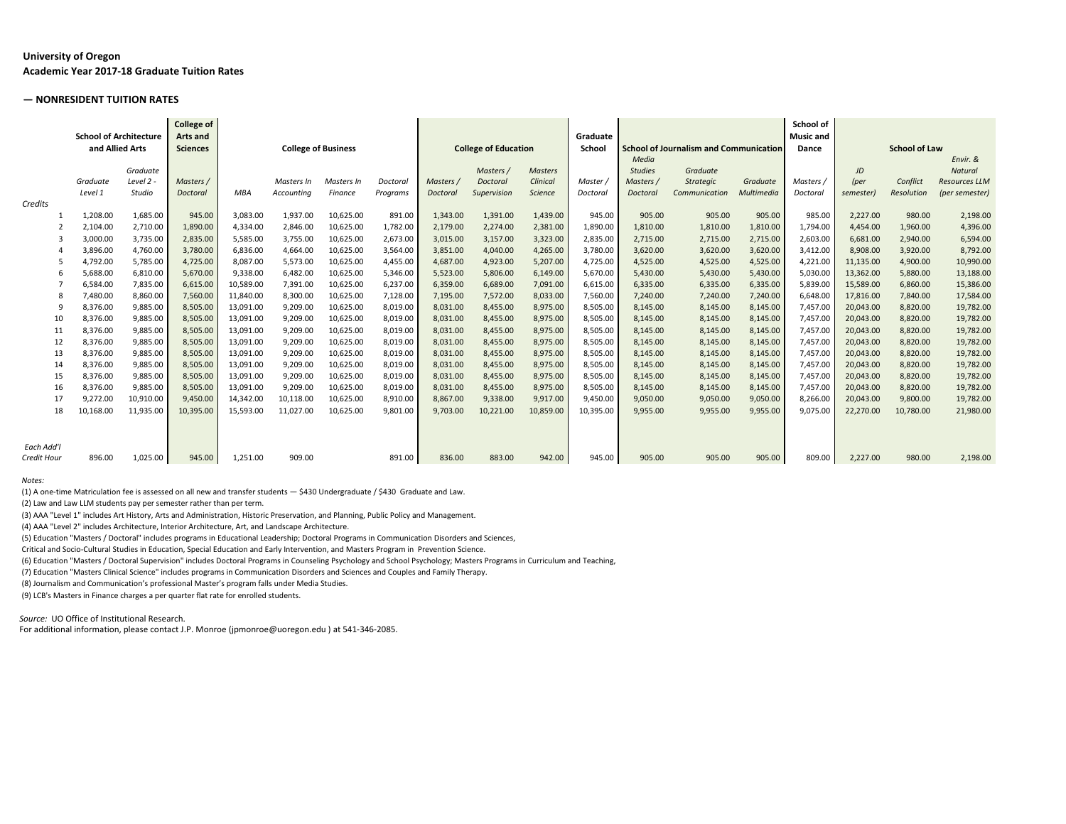**University of Oregon**
**Academic Year 2017-18 Graduate Tuition Rates**

**— NONRESIDENT TUITION RATES**

| | School of Architecture and Allied Arts | | College of Arts and Sciences | College of Business | | | | College of Education | | | Graduate School | School of Journalism and Communication | | | School of Music and Dance | School of Law | | |
|---|---|---|---|---|---|---|---|---|---|---|---|---|---|---|---|---|---|---|
| Credits | *Graduate Level 1* | *Graduate Level 2 - Studio* | *Masters / Doctoral* | *MBA* | *Masters In Accounting* | *Masters In Finance* | *Doctoral Programs* | *Masters / Doctoral* | *Masters / Doctoral Supervision* | *Masters Clinical Science* | *Master / Doctoral* | *Media Studies Masters / Doctoral* | *Graduate Strategic Communication* | *Graduate Multimedia* | *Masters / Doctoral* | *JD (per semester)* | *Conflict Resolution* | *Envir. & Natural Resources LLM (per semester)* |
| 1 | 1,208.00 | 1,685.00 | 945.00 | 3,083.00 | 1,937.00 | 10,625.00 | 891.00 | 1,343.00 | 1,391.00 | 1,439.00 | 945.00 | 905.00 | 905.00 | 905.00 | 985.00 | 2,227.00 | 980.00 | 2,198.00 |
| 2 | 2,104.00 | 2,710.00 | 1,890.00 | 4,334.00 | 2,846.00 | 10,625.00 | 1,782.00 | 2,179.00 | 2,274.00 | 2,381.00 | 1,890.00 | 1,810.00 | 1,810.00 | 1,810.00 | 1,794.00 | 4,454.00 | 1,960.00 | 4,396.00 |
| 3 | 3,000.00 | 3,735.00 | 2,835.00 | 5,585.00 | 3,755.00 | 10,625.00 | 2,673.00 | 3,015.00 | 3,157.00 | 3,323.00 | 2,835.00 | 2,715.00 | 2,715.00 | 2,715.00 | 2,603.00 | 6,681.00 | 2,940.00 | 6,594.00 |
| 4 | 3,896.00 | 4,760.00 | 3,780.00 | 6,836.00 | 4,664.00 | 10,625.00 | 3,564.00 | 3,851.00 | 4,040.00 | 4,265.00 | 3,780.00 | 3,620.00 | 3,620.00 | 3,620.00 | 3,412.00 | 8,908.00 | 3,920.00 | 8,792.00 |
| 5 | 4,792.00 | 5,785.00 | 4,725.00 | 8,087.00 | 5,573.00 | 10,625.00 | 4,455.00 | 4,687.00 | 4,923.00 | 5,207.00 | 4,725.00 | 4,525.00 | 4,525.00 | 4,525.00 | 4,221.00 | 11,135.00 | 4,900.00 | 10,990.00 |
| 6 | 5,688.00 | 6,810.00 | 5,670.00 | 9,338.00 | 6,482.00 | 10,625.00 | 5,346.00 | 5,523.00 | 5,806.00 | 6,149.00 | 5,670.00 | 5,430.00 | 5,430.00 | 5,430.00 | 5,030.00 | 13,362.00 | 5,880.00 | 13,188.00 |
| 7 | 6,584.00 | 7,835.00 | 6,615.00 | 10,589.00 | 7,391.00 | 10,625.00 | 6,237.00 | 6,359.00 | 6,689.00 | 7,091.00 | 6,615.00 | 6,335.00 | 6,335.00 | 6,335.00 | 5,839.00 | 15,589.00 | 6,860.00 | 15,386.00 |
| 8 | 7,480.00 | 8,860.00 | 7,560.00 | 11,840.00 | 8,300.00 | 10,625.00 | 7,128.00 | 7,195.00 | 7,572.00 | 8,033.00 | 7,560.00 | 7,240.00 | 7,240.00 | 7,240.00 | 6,648.00 | 17,816.00 | 7,840.00 | 17,584.00 |
| 9 | 8,376.00 | 9,885.00 | 8,505.00 | 13,091.00 | 9,209.00 | 10,625.00 | 8,019.00 | 8,031.00 | 8,455.00 | 8,975.00 | 8,505.00 | 8,145.00 | 8,145.00 | 8,145.00 | 7,457.00 | 20,043.00 | 8,820.00 | 19,782.00 |
| 10 | 8,376.00 | 9,885.00 | 8,505.00 | 13,091.00 | 9,209.00 | 10,625.00 | 8,019.00 | 8,031.00 | 8,455.00 | 8,975.00 | 8,505.00 | 8,145.00 | 8,145.00 | 8,145.00 | 7,457.00 | 20,043.00 | 8,820.00 | 19,782.00 |
| 11 | 8,376.00 | 9,885.00 | 8,505.00 | 13,091.00 | 9,209.00 | 10,625.00 | 8,019.00 | 8,031.00 | 8,455.00 | 8,975.00 | 8,505.00 | 8,145.00 | 8,145.00 | 8,145.00 | 7,457.00 | 20,043.00 | 8,820.00 | 19,782.00 |
| 12 | 8,376.00 | 9,885.00 | 8,505.00 | 13,091.00 | 9,209.00 | 10,625.00 | 8,019.00 | 8,031.00 | 8,455.00 | 8,975.00 | 8,505.00 | 8,145.00 | 8,145.00 | 8,145.00 | 7,457.00 | 20,043.00 | 8,820.00 | 19,782.00 |
| 13 | 8,376.00 | 9,885.00 | 8,505.00 | 13,091.00 | 9,209.00 | 10,625.00 | 8,019.00 | 8,031.00 | 8,455.00 | 8,975.00 | 8,505.00 | 8,145.00 | 8,145.00 | 8,145.00 | 7,457.00 | 20,043.00 | 8,820.00 | 19,782.00 |
| 14 | 8,376.00 | 9,885.00 | 8,505.00 | 13,091.00 | 9,209.00 | 10,625.00 | 8,019.00 | 8,031.00 | 8,455.00 | 8,975.00 | 8,505.00 | 8,145.00 | 8,145.00 | 8,145.00 | 7,457.00 | 20,043.00 | 8,820.00 | 19,782.00 |
| 15 | 8,376.00 | 9,885.00 | 8,505.00 | 13,091.00 | 9,209.00 | 10,625.00 | 8,019.00 | 8,031.00 | 8,455.00 | 8,975.00 | 8,505.00 | 8,145.00 | 8,145.00 | 8,145.00 | 7,457.00 | 20,043.00 | 8,820.00 | 19,782.00 |
| 16 | 8,376.00 | 9,885.00 | 8,505.00 | 13,091.00 | 9,209.00 | 10,625.00 | 8,019.00 | 8,031.00 | 8,455.00 | 8,975.00 | 8,505.00 | 8,145.00 | 8,145.00 | 8,145.00 | 7,457.00 | 20,043.00 | 8,820.00 | 19,782.00 |
| 17 | 9,272.00 | 10,910.00 | 9,450.00 | 14,342.00 | 10,118.00 | 10,625.00 | 8,910.00 | 8,867.00 | 9,338.00 | 9,917.00 | 9,450.00 | 9,050.00 | 9,050.00 | 9,050.00 | 8,266.00 | 20,043.00 | 9,800.00 | 19,782.00 |
| 18 | 10,168.00 | 11,935.00 | 10,395.00 | 15,593.00 | 11,027.00 | 10,625.00 | 9,801.00 | 9,703.00 | 10,221.00 | 10,859.00 | 10,395.00 | 9,955.00 | 9,955.00 | 9,955.00 | 9,075.00 | 22,270.00 | 10,780.00 | 21,980.00 |
| *Each Add'l Credit Hour* | 896.00 | 1,025.00 | 945.00 | 1,251.00 | 909.00 | | 891.00 | 836.00 | 883.00 | 942.00 | 945.00 | 905.00 | 905.00 | 905.00 | 809.00 | 2,227.00 | 980.00 | 2,198.00 |

*Notes:*

(1) A one-time Matriculation fee is assessed on all new and transfer students — $430 Undergraduate / $430 Graduate and Law.

(2) Law and Law LLM students pay per semester rather than per term.

(3) AAA "Level 1" includes Art History, Arts and Administration, Historic Preservation, and Planning, Public Policy and Management.

(4) AAA "Level 2" includes Architecture, Interior Architecture, Art, and Landscape Architecture.

(5) Education "Masters / Doctoral" includes programs in Educational Leadership; Doctoral Programs in Communication Disorders and Sciences,
Critical and Socio-Cultural Studies in Education, Special Education and Early Intervention, and Masters Program in Prevention Science.

(6) Education "Masters / Doctoral Supervision" includes Doctoral Programs in Counseling Psychology and School Psychology; Masters Programs in Curriculum and Teaching,

(7) Education "Masters Clinical Science" includes programs in Communication Disorders and Sciences and Couples and Family Therapy.

(8) Journalism and Communication's professional Master's program falls under Media Studies.

(9) LCB's Masters in Finance charges a per quarter flat rate for enrolled students.

*Source:* UO Office of Institutional Research.
For additional information, please contact J.P. Monroe (jpmonroe@uoregon.edu ) at 541-346-2085.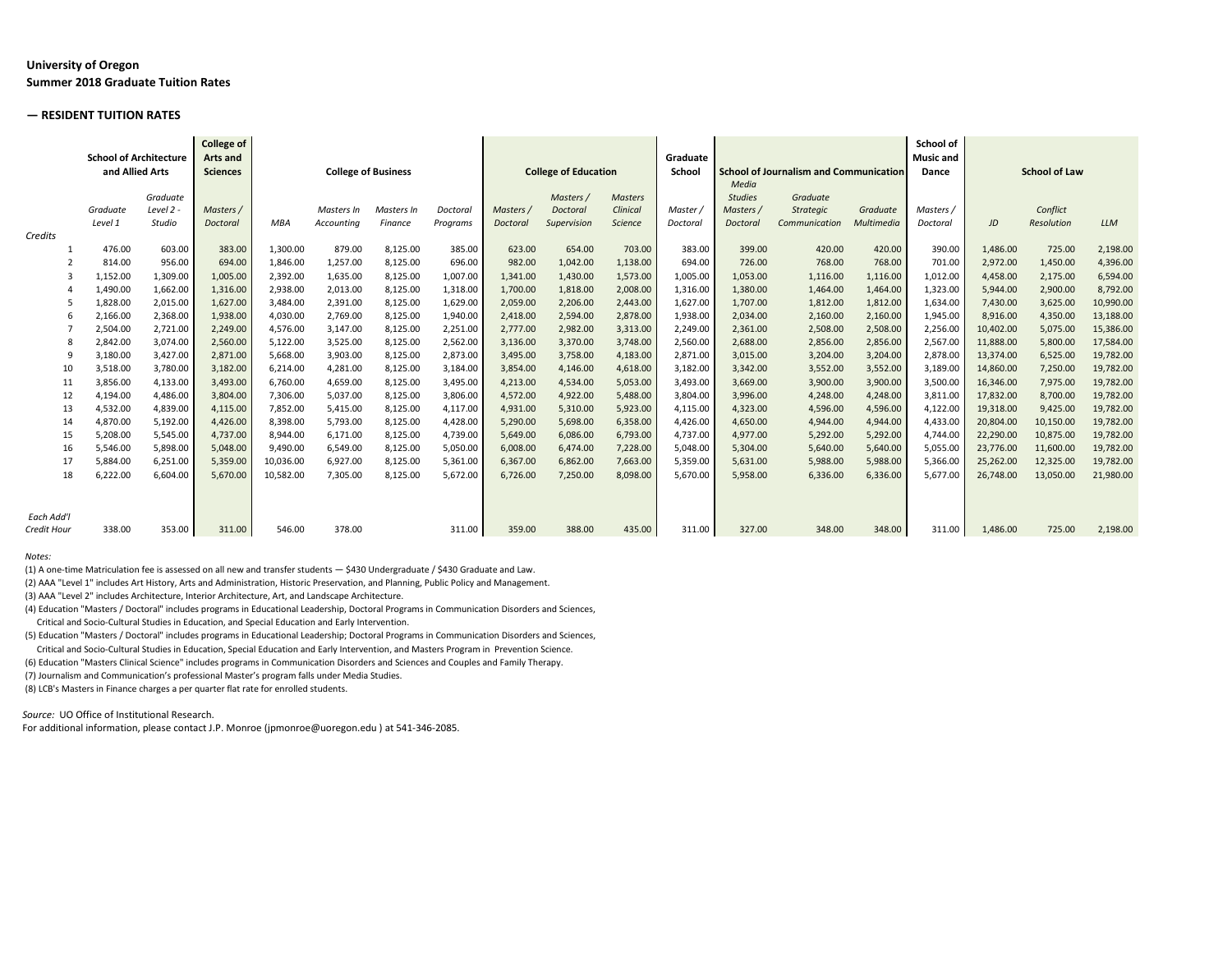**University of Oregon**
**Summer 2018 Graduate Tuition Rates**

**— RESIDENT TUITION RATES**

| | School of Architecture and Allied Arts | | College of Arts and Sciences | College of Business | | | | College of Education | | | Graduate School | School of Journalism and Communication | | | School of Music and Dance | School of Law | | |
|---|---|---|---|---|---|---|---|---|---|---|---|---|---|---|---|---|---|---|
| Credits | *Graduate Level 1* | *Graduate Level 2 - Studio* | *Masters / Doctoral* | *MBA* | *Masters In Accounting* | *Masters In Finance* | *Doctoral Programs* | *Masters / Doctoral* | *Masters / Doctoral Supervision* | *Masters Clinical Science* | *Master / Doctoral* | *Media Studies Masters / Doctoral* | *Graduate Strategic Communication* | *Graduate Multimedia* | *Masters / Doctoral* | *JD* | *Conflict Resolution* | *LLM* |
| 1 | 476.00 | 603.00 | 383.00 | 1,300.00 | 879.00 | 8,125.00 | 385.00 | 623.00 | 654.00 | 703.00 | 383.00 | 399.00 | 420.00 | 420.00 | 390.00 | 1,486.00 | 725.00 | 2,198.00 |
| 2 | 814.00 | 956.00 | 694.00 | 1,846.00 | 1,257.00 | 8,125.00 | 696.00 | 982.00 | 1,042.00 | 1,138.00 | 694.00 | 726.00 | 768.00 | 768.00 | 701.00 | 2,972.00 | 1,450.00 | 4,396.00 |
| 3 | 1,152.00 | 1,309.00 | 1,005.00 | 2,392.00 | 1,635.00 | 8,125.00 | 1,007.00 | 1,341.00 | 1,430.00 | 1,573.00 | 1,005.00 | 1,053.00 | 1,116.00 | 1,116.00 | 1,012.00 | 4,458.00 | 2,175.00 | 6,594.00 |
| 4 | 1,490.00 | 1,662.00 | 1,316.00 | 2,938.00 | 2,013.00 | 8,125.00 | 1,318.00 | 1,700.00 | 1,818.00 | 2,008.00 | 1,316.00 | 1,380.00 | 1,464.00 | 1,464.00 | 1,323.00 | 5,944.00 | 2,900.00 | 8,792.00 |
| 5 | 1,828.00 | 2,015.00 | 1,627.00 | 3,484.00 | 2,391.00 | 8,125.00 | 1,629.00 | 2,059.00 | 2,206.00 | 2,443.00 | 1,627.00 | 1,707.00 | 1,812.00 | 1,812.00 | 1,634.00 | 7,430.00 | 3,625.00 | 10,990.00 |
| 6 | 2,166.00 | 2,368.00 | 1,938.00 | 4,030.00 | 2,769.00 | 8,125.00 | 1,940.00 | 2,418.00 | 2,594.00 | 2,878.00 | 1,938.00 | 2,034.00 | 2,160.00 | 2,160.00 | 1,945.00 | 8,916.00 | 4,350.00 | 13,188.00 |
| 7 | 2,504.00 | 2,721.00 | 2,249.00 | 4,576.00 | 3,147.00 | 8,125.00 | 2,251.00 | 2,777.00 | 2,982.00 | 3,313.00 | 2,249.00 | 2,361.00 | 2,508.00 | 2,508.00 | 2,256.00 | 10,402.00 | 5,075.00 | 15,386.00 |
| 8 | 2,842.00 | 3,074.00 | 2,560.00 | 5,122.00 | 3,525.00 | 8,125.00 | 2,562.00 | 3,136.00 | 3,370.00 | 3,748.00 | 2,560.00 | 2,688.00 | 2,856.00 | 2,856.00 | 2,567.00 | 11,888.00 | 5,800.00 | 17,584.00 |
| 9 | 3,180.00 | 3,427.00 | 2,871.00 | 5,668.00 | 3,903.00 | 8,125.00 | 2,873.00 | 3,495.00 | 3,758.00 | 4,183.00 | 2,871.00 | 3,015.00 | 3,204.00 | 3,204.00 | 2,878.00 | 13,374.00 | 6,525.00 | 19,782.00 |
| 10 | 3,518.00 | 3,780.00 | 3,182.00 | 6,214.00 | 4,281.00 | 8,125.00 | 3,184.00 | 3,854.00 | 4,146.00 | 4,618.00 | 3,182.00 | 3,342.00 | 3,552.00 | 3,552.00 | 3,189.00 | 14,860.00 | 7,250.00 | 19,782.00 |
| 11 | 3,856.00 | 4,133.00 | 3,493.00 | 6,760.00 | 4,659.00 | 8,125.00 | 3,495.00 | 4,213.00 | 4,534.00 | 5,053.00 | 3,493.00 | 3,669.00 | 3,900.00 | 3,900.00 | 3,500.00 | 16,346.00 | 7,975.00 | 19,782.00 |
| 12 | 4,194.00 | 4,486.00 | 3,804.00 | 7,306.00 | 5,037.00 | 8,125.00 | 3,806.00 | 4,572.00 | 4,922.00 | 5,488.00 | 3,804.00 | 3,996.00 | 4,248.00 | 4,248.00 | 3,811.00 | 17,832.00 | 8,700.00 | 19,782.00 |
| 13 | 4,532.00 | 4,839.00 | 4,115.00 | 7,852.00 | 5,415.00 | 8,125.00 | 4,117.00 | 4,931.00 | 5,310.00 | 5,923.00 | 4,115.00 | 4,323.00 | 4,596.00 | 4,596.00 | 4,122.00 | 19,318.00 | 9,425.00 | 19,782.00 |
| 14 | 4,870.00 | 5,192.00 | 4,426.00 | 8,398.00 | 5,793.00 | 8,125.00 | 4,428.00 | 5,290.00 | 5,698.00 | 6,358.00 | 4,426.00 | 4,650.00 | 4,944.00 | 4,944.00 | 4,433.00 | 20,804.00 | 10,150.00 | 19,782.00 |
| 15 | 5,208.00 | 5,545.00 | 4,737.00 | 8,944.00 | 6,171.00 | 8,125.00 | 4,739.00 | 5,649.00 | 6,086.00 | 6,793.00 | 4,737.00 | 4,977.00 | 5,292.00 | 5,292.00 | 4,744.00 | 22,290.00 | 10,875.00 | 19,782.00 |
| 16 | 5,546.00 | 5,898.00 | 5,048.00 | 9,490.00 | 6,549.00 | 8,125.00 | 5,050.00 | 6,008.00 | 6,474.00 | 7,228.00 | 5,048.00 | 5,304.00 | 5,640.00 | 5,640.00 | 5,055.00 | 23,776.00 | 11,600.00 | 19,782.00 |
| 17 | 5,884.00 | 6,251.00 | 5,359.00 | 10,036.00 | 6,927.00 | 8,125.00 | 5,361.00 | 6,367.00 | 6,862.00 | 7,663.00 | 5,359.00 | 5,631.00 | 5,988.00 | 5,988.00 | 5,366.00 | 25,262.00 | 12,325.00 | 19,782.00 |
| 18 | 6,222.00 | 6,604.00 | 5,670.00 | 10,582.00 | 7,305.00 | 8,125.00 | 5,672.00 | 6,726.00 | 7,250.00 | 8,098.00 | 5,670.00 | 5,958.00 | 6,336.00 | 6,336.00 | 5,677.00 | 26,748.00 | 13,050.00 | 21,980.00 |
| *Each Add'l Credit Hour* | 338.00 | 353.00 | 311.00 | 546.00 | 378.00 | | 311.00 | 359.00 | 388.00 | 435.00 | 311.00 | 327.00 | 348.00 | 348.00 | 311.00 | 1,486.00 | 725.00 | 2,198.00 |

*Notes:*

(1) A one-time Matriculation fee is assessed on all new and transfer students — $430 Undergraduate / $430 Graduate and Law.

(2) AAA "Level 1" includes Art History, Arts and Administration, Historic Preservation, and Planning, Public Policy and Management.

(3) AAA "Level 2" includes Architecture, Interior Architecture, Art, and Landscape Architecture.

(4) Education "Masters / Doctoral" includes programs in Educational Leadership, Doctoral Programs in Communication Disorders and Sciences, Critical and Socio-Cultural Studies in Education, and Special Education and Early Intervention.

(5) Education "Masters / Doctoral" includes programs in Educational Leadership; Doctoral Programs in Communication Disorders and Sciences, Critical and Socio-Cultural Studies in Education, Special Education and Early Intervention, and Masters Program in Prevention Science.

(6) Education "Masters Clinical Science" includes programs in Communication Disorders and Sciences and Couples and Family Therapy.

(7) Journalism and Communication's professional Master's program falls under Media Studies.

(8) LCB's Masters in Finance charges a per quarter flat rate for enrolled students.

*Source:* UO Office of Institutional Research.
For additional information, please contact J.P. Monroe (jpmonroe@uoregon.edu ) at 541-346-2085.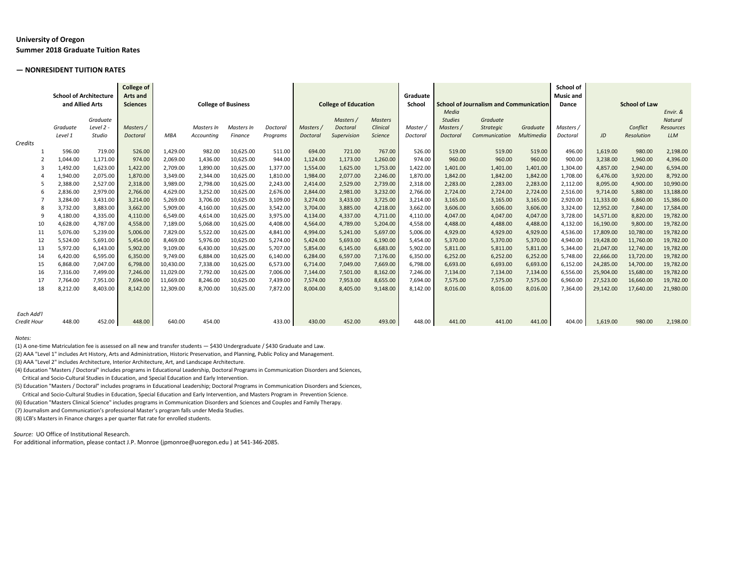**University of Oregon**
**Summer 2018 Graduate Tuition Rates**

**— NONRESIDENT TUITION RATES**

| | School of Architecture and Allied Arts | | College of Arts and Sciences | College of Business | | | | College of Education | | | Graduate School | School of Journalism and Communication | | | School of Music and Dance | School of Law | | |
|---|---|---|---|---|---|---|---|---|---|---|---|---|---|---|---|---|---|---|
| Credits | *Graduate Level 1* | *Graduate Level 2 - Studio* | *Masters / Doctoral* | *MBA* | *Masters In Accounting* | *Masters In Finance* | *Doctoral Programs* | *Masters / Doctoral* | *Masters / Doctoral Supervision* | *Masters Clinical Science* | *Master / Doctoral* | *Media Studies Masters / Doctoral* | *Graduate Strategic Communication* | *Graduate Multimedia* | *Masters / Doctoral* | *JD* | *Conflict Resolution* | *Envir. & Natural Resources LLM* |
| 1 | 596.00 | 719.00 | 526.00 | 1,429.00 | 982.00 | 10,625.00 | 511.00 | 694.00 | 721.00 | 767.00 | 526.00 | 519.00 | 519.00 | 519.00 | 496.00 | 1,619.00 | 980.00 | 2,198.00 |
| 2 | 1,044.00 | 1,171.00 | 974.00 | 2,069.00 | 1,436.00 | 10,625.00 | 944.00 | 1,124.00 | 1,173.00 | 1,260.00 | 974.00 | 960.00 | 960.00 | 960.00 | 900.00 | 3,238.00 | 1,960.00 | 4,396.00 |
| 3 | 1,492.00 | 1,623.00 | 1,422.00 | 2,709.00 | 1,890.00 | 10,625.00 | 1,377.00 | 1,554.00 | 1,625.00 | 1,753.00 | 1,422.00 | 1,401.00 | 1,401.00 | 1,401.00 | 1,304.00 | 4,857.00 | 2,940.00 | 6,594.00 |
| 4 | 1,940.00 | 2,075.00 | 1,870.00 | 3,349.00 | 2,344.00 | 10,625.00 | 1,810.00 | 1,984.00 | 2,077.00 | 2,246.00 | 1,870.00 | 1,842.00 | 1,842.00 | 1,842.00 | 1,708.00 | 6,476.00 | 3,920.00 | 8,792.00 |
| 5 | 2,388.00 | 2,527.00 | 2,318.00 | 3,989.00 | 2,798.00 | 10,625.00 | 2,243.00 | 2,414.00 | 2,529.00 | 2,739.00 | 2,318.00 | 2,283.00 | 2,283.00 | 2,283.00 | 2,112.00 | 8,095.00 | 4,900.00 | 10,990.00 |
| 6 | 2,836.00 | 2,979.00 | 2,766.00 | 4,629.00 | 3,252.00 | 10,625.00 | 2,676.00 | 2,844.00 | 2,981.00 | 3,232.00 | 2,766.00 | 2,724.00 | 2,724.00 | 2,724.00 | 2,516.00 | 9,714.00 | 5,880.00 | 13,188.00 |
| 7 | 3,284.00 | 3,431.00 | 3,214.00 | 5,269.00 | 3,706.00 | 10,625.00 | 3,109.00 | 3,274.00 | 3,433.00 | 3,725.00 | 3,214.00 | 3,165.00 | 3,165.00 | 3,165.00 | 2,920.00 | 11,333.00 | 6,860.00 | 15,386.00 |
| 8 | 3,732.00 | 3,883.00 | 3,662.00 | 5,909.00 | 4,160.00 | 10,625.00 | 3,542.00 | 3,704.00 | 3,885.00 | 4,218.00 | 3,662.00 | 3,606.00 | 3,606.00 | 3,606.00 | 3,324.00 | 12,952.00 | 7,840.00 | 17,584.00 |
| 9 | 4,180.00 | 4,335.00 | 4,110.00 | 6,549.00 | 4,614.00 | 10,625.00 | 3,975.00 | 4,134.00 | 4,337.00 | 4,711.00 | 4,110.00 | 4,047.00 | 4,047.00 | 4,047.00 | 3,728.00 | 14,571.00 | 8,820.00 | 19,782.00 |
| 10 | 4,628.00 | 4,787.00 | 4,558.00 | 7,189.00 | 5,068.00 | 10,625.00 | 4,408.00 | 4,564.00 | 4,789.00 | 5,204.00 | 4,558.00 | 4,488.00 | 4,488.00 | 4,488.00 | 4,132.00 | 16,190.00 | 9,800.00 | 19,782.00 |
| 11 | 5,076.00 | 5,239.00 | 5,006.00 | 7,829.00 | 5,522.00 | 10,625.00 | 4,841.00 | 4,994.00 | 5,241.00 | 5,697.00 | 5,006.00 | 4,929.00 | 4,929.00 | 4,929.00 | 4,536.00 | 17,809.00 | 10,780.00 | 19,782.00 |
| 12 | 5,524.00 | 5,691.00 | 5,454.00 | 8,469.00 | 5,976.00 | 10,625.00 | 5,274.00 | 5,424.00 | 5,693.00 | 6,190.00 | 5,454.00 | 5,370.00 | 5,370.00 | 5,370.00 | 4,940.00 | 19,428.00 | 11,760.00 | 19,782.00 |
| 13 | 5,972.00 | 6,143.00 | 5,902.00 | 9,109.00 | 6,430.00 | 10,625.00 | 5,707.00 | 5,854.00 | 6,145.00 | 6,683.00 | 5,902.00 | 5,811.00 | 5,811.00 | 5,811.00 | 5,344.00 | 21,047.00 | 12,740.00 | 19,782.00 |
| 14 | 6,420.00 | 6,595.00 | 6,350.00 | 9,749.00 | 6,884.00 | 10,625.00 | 6,140.00 | 6,284.00 | 6,597.00 | 7,176.00 | 6,350.00 | 6,252.00 | 6,252.00 | 6,252.00 | 5,748.00 | 22,666.00 | 13,720.00 | 19,782.00 |
| 15 | 6,868.00 | 7,047.00 | 6,798.00 | 10,430.00 | 7,338.00 | 10,625.00 | 6,573.00 | 6,714.00 | 7,049.00 | 7,669.00 | 6,798.00 | 6,693.00 | 6,693.00 | 6,693.00 | 6,152.00 | 24,285.00 | 14,700.00 | 19,782.00 |
| 16 | 7,316.00 | 7,499.00 | 7,246.00 | 11,029.00 | 7,792.00 | 10,625.00 | 7,006.00 | 7,144.00 | 7,501.00 | 8,162.00 | 7,246.00 | 7,134.00 | 7,134.00 | 7,134.00 | 6,556.00 | 25,904.00 | 15,680.00 | 19,782.00 |
| 17 | 7,764.00 | 7,951.00 | 7,694.00 | 11,669.00 | 8,246.00 | 10,625.00 | 7,439.00 | 7,574.00 | 7,953.00 | 8,655.00 | 7,694.00 | 7,575.00 | 7,575.00 | 7,575.00 | 6,960.00 | 27,523.00 | 16,660.00 | 19,782.00 |
| 18 | 8,212.00 | 8,403.00 | 8,142.00 | 12,309.00 | 8,700.00 | 10,625.00 | 7,872.00 | 8,004.00 | 8,405.00 | 9,148.00 | 8,142.00 | 8,016.00 | 8,016.00 | 8,016.00 | 7,364.00 | 29,142.00 | 17,640.00 | 21,980.00 |
| *Each Add'l Credit Hour* | 448.00 | 452.00 | 448.00 | 640.00 | 454.00 | | 433.00 | 430.00 | 452.00 | 493.00 | 448.00 | 441.00 | 441.00 | 441.00 | 404.00 | 1,619.00 | 980.00 | 2,198.00 |

*Notes:*

(1) A one-time Matriculation fee is assessed on all new and transfer students — $430 Undergraduate / $430 Graduate and Law.
(2) AAA "Level 1" includes Art History, Arts and Administration, Historic Preservation, and Planning, Public Policy and Management.
(3) AAA "Level 2" includes Architecture, Interior Architecture, Art, and Landscape Architecture.
(4) Education "Masters / Doctoral" includes programs in Educational Leadership, Doctoral Programs in Communication Disorders and Sciences, Critical and Socio-Cultural Studies in Education, and Special Education and Early Intervention.
(5) Education "Masters / Doctoral" includes programs in Educational Leadership; Doctoral Programs in Communication Disorders and Sciences, Critical and Socio-Cultural Studies in Education, Special Education and Early Intervention, and Masters Program in Prevention Science.
(6) Education "Masters Clinical Science" includes programs in Communication Disorders and Sciences and Couples and Family Therapy.
(7) Journalism and Communication's professional Master's program falls under Media Studies.
(8) LCB's Masters in Finance charges a per quarter flat rate for enrolled students.

*Source:* UO Office of Institutional Research.
For additional information, please contact J.P. Monroe (jpmonroe@uoregon.edu ) at 541-346-2085.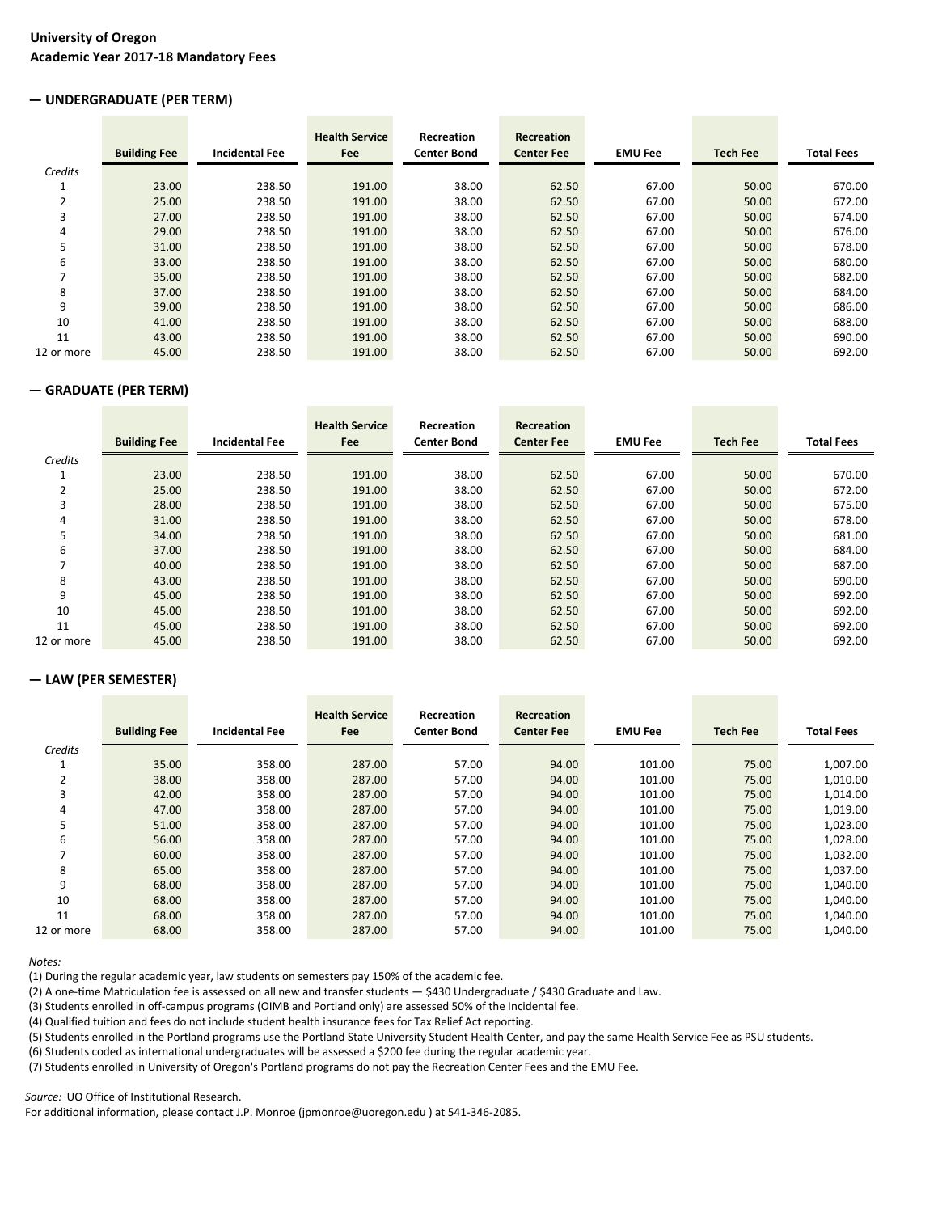**University of Oregon**
**Academic Year 2017-18 Mandatory Fees**

### — UNDERGRADUATE (PER TERM)

| Credits | Building Fee | Incidental Fee | Health Service Fee | Recreation Center Bond | Recreation Center Fee | EMU Fee | Tech Fee | Total Fees |
|---|---|---|---|---|---|---|---|---|
| 1 | 23.00 | 238.50 | 191.00 | 38.00 | 62.50 | 67.00 | 50.00 | 670.00 |
| 2 | 25.00 | 238.50 | 191.00 | 38.00 | 62.50 | 67.00 | 50.00 | 672.00 |
| 3 | 27.00 | 238.50 | 191.00 | 38.00 | 62.50 | 67.00 | 50.00 | 674.00 |
| 4 | 29.00 | 238.50 | 191.00 | 38.00 | 62.50 | 67.00 | 50.00 | 676.00 |
| 5 | 31.00 | 238.50 | 191.00 | 38.00 | 62.50 | 67.00 | 50.00 | 678.00 |
| 6 | 33.00 | 238.50 | 191.00 | 38.00 | 62.50 | 67.00 | 50.00 | 680.00 |
| 7 | 35.00 | 238.50 | 191.00 | 38.00 | 62.50 | 67.00 | 50.00 | 682.00 |
| 8 | 37.00 | 238.50 | 191.00 | 38.00 | 62.50 | 67.00 | 50.00 | 684.00 |
| 9 | 39.00 | 238.50 | 191.00 | 38.00 | 62.50 | 67.00 | 50.00 | 686.00 |
| 10 | 41.00 | 238.50 | 191.00 | 38.00 | 62.50 | 67.00 | 50.00 | 688.00 |
| 11 | 43.00 | 238.50 | 191.00 | 38.00 | 62.50 | 67.00 | 50.00 | 690.00 |
| 12 or more | 45.00 | 238.50 | 191.00 | 38.00 | 62.50 | 67.00 | 50.00 | 692.00 |

### — GRADUATE (PER TERM)

| Credits | Building Fee | Incidental Fee | Health Service Fee | Recreation Center Bond | Recreation Center Fee | EMU Fee | Tech Fee | Total Fees |
|---|---|---|---|---|---|---|---|---|
| 1 | 23.00 | 238.50 | 191.00 | 38.00 | 62.50 | 67.00 | 50.00 | 670.00 |
| 2 | 25.00 | 238.50 | 191.00 | 38.00 | 62.50 | 67.00 | 50.00 | 672.00 |
| 3 | 28.00 | 238.50 | 191.00 | 38.00 | 62.50 | 67.00 | 50.00 | 675.00 |
| 4 | 31.00 | 238.50 | 191.00 | 38.00 | 62.50 | 67.00 | 50.00 | 678.00 |
| 5 | 34.00 | 238.50 | 191.00 | 38.00 | 62.50 | 67.00 | 50.00 | 681.00 |
| 6 | 37.00 | 238.50 | 191.00 | 38.00 | 62.50 | 67.00 | 50.00 | 684.00 |
| 7 | 40.00 | 238.50 | 191.00 | 38.00 | 62.50 | 67.00 | 50.00 | 687.00 |
| 8 | 43.00 | 238.50 | 191.00 | 38.00 | 62.50 | 67.00 | 50.00 | 690.00 |
| 9 | 45.00 | 238.50 | 191.00 | 38.00 | 62.50 | 67.00 | 50.00 | 692.00 |
| 10 | 45.00 | 238.50 | 191.00 | 38.00 | 62.50 | 67.00 | 50.00 | 692.00 |
| 11 | 45.00 | 238.50 | 191.00 | 38.00 | 62.50 | 67.00 | 50.00 | 692.00 |
| 12 or more | 45.00 | 238.50 | 191.00 | 38.00 | 62.50 | 67.00 | 50.00 | 692.00 |

### — LAW (PER SEMESTER)

| Credits | Building Fee | Incidental Fee | Health Service Fee | Recreation Center Bond | Recreation Center Fee | EMU Fee | Tech Fee | Total Fees |
|---|---|---|---|---|---|---|---|---|
| 1 | 35.00 | 358.00 | 287.00 | 57.00 | 94.00 | 101.00 | 75.00 | 1,007.00 |
| 2 | 38.00 | 358.00 | 287.00 | 57.00 | 94.00 | 101.00 | 75.00 | 1,010.00 |
| 3 | 42.00 | 358.00 | 287.00 | 57.00 | 94.00 | 101.00 | 75.00 | 1,014.00 |
| 4 | 47.00 | 358.00 | 287.00 | 57.00 | 94.00 | 101.00 | 75.00 | 1,019.00 |
| 5 | 51.00 | 358.00 | 287.00 | 57.00 | 94.00 | 101.00 | 75.00 | 1,023.00 |
| 6 | 56.00 | 358.00 | 287.00 | 57.00 | 94.00 | 101.00 | 75.00 | 1,028.00 |
| 7 | 60.00 | 358.00 | 287.00 | 57.00 | 94.00 | 101.00 | 75.00 | 1,032.00 |
| 8 | 65.00 | 358.00 | 287.00 | 57.00 | 94.00 | 101.00 | 75.00 | 1,037.00 |
| 9 | 68.00 | 358.00 | 287.00 | 57.00 | 94.00 | 101.00 | 75.00 | 1,040.00 |
| 10 | 68.00 | 358.00 | 287.00 | 57.00 | 94.00 | 101.00 | 75.00 | 1,040.00 |
| 11 | 68.00 | 358.00 | 287.00 | 57.00 | 94.00 | 101.00 | 75.00 | 1,040.00 |
| 12 or more | 68.00 | 358.00 | 287.00 | 57.00 | 94.00 | 101.00 | 75.00 | 1,040.00 |

*Notes:*

(1) During the regular academic year, law students on semesters pay 150% of the academic fee.
(2) A one-time Matriculation fee is assessed on all new and transfer students — $430 Undergraduate / $430 Graduate and Law.
(3) Students enrolled in off-campus programs (OIMB and Portland only) are assessed 50% of the Incidental fee.
(4) Qualified tuition and fees do not include student health insurance fees for Tax Relief Act reporting.
(5) Students enrolled in the Portland programs use the Portland State University Student Health Center, and pay the same Health Service Fee as PSU students.
(6) Students coded as international undergraduates will be assessed a $200 fee during the regular academic year.
(7) Students enrolled in University of Oregon's Portland programs do not pay the Recreation Center Fees and the EMU Fee.

*Source:* UO Office of Institutional Research.
For additional information, please contact J.P. Monroe (jpmonroe@uoregon.edu ) at 541-346-2085.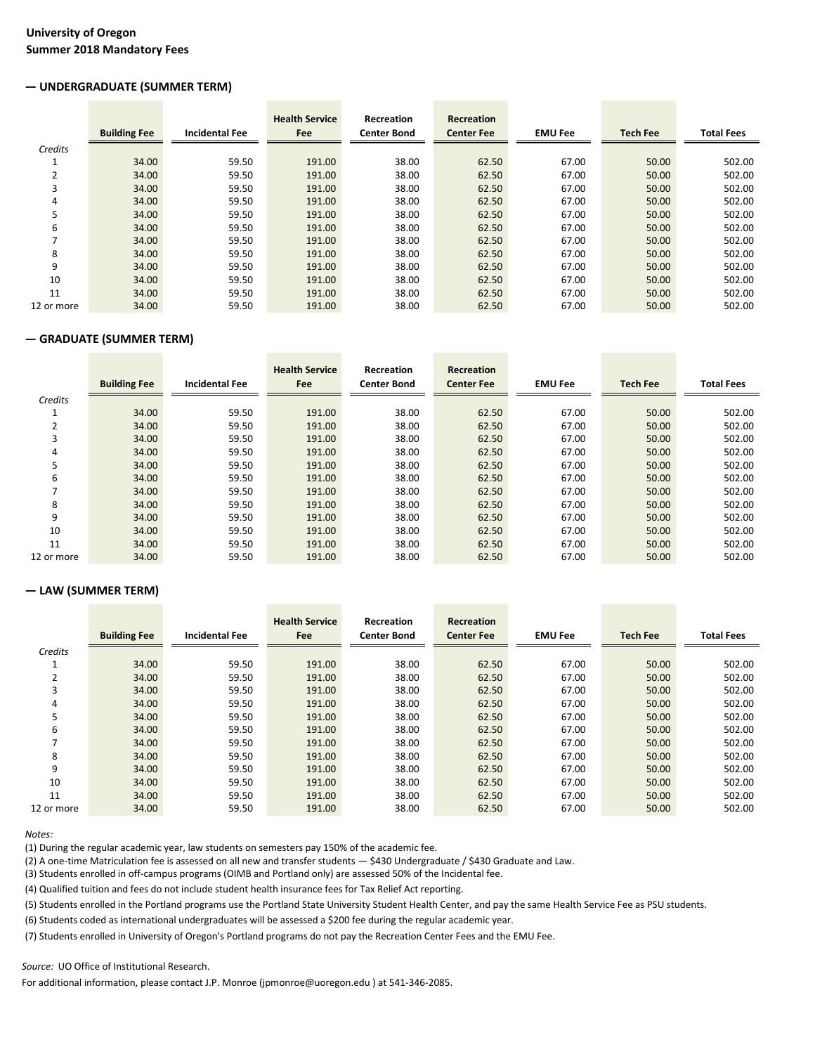**University of Oregon**
**Summer 2018 Mandatory Fees**

## — UNDERGRADUATE (SUMMER TERM)

| Credits | Building Fee | Incidental Fee | Health Service Fee | Recreation Center Bond | Recreation Center Fee | EMU Fee | Tech Fee | Total Fees |
|---|---|---|---|---|---|---|---|---|
| 1 | 34.00 | 59.50 | 191.00 | 38.00 | 62.50 | 67.00 | 50.00 | 502.00 |
| 2 | 34.00 | 59.50 | 191.00 | 38.00 | 62.50 | 67.00 | 50.00 | 502.00 |
| 3 | 34.00 | 59.50 | 191.00 | 38.00 | 62.50 | 67.00 | 50.00 | 502.00 |
| 4 | 34.00 | 59.50 | 191.00 | 38.00 | 62.50 | 67.00 | 50.00 | 502.00 |
| 5 | 34.00 | 59.50 | 191.00 | 38.00 | 62.50 | 67.00 | 50.00 | 502.00 |
| 6 | 34.00 | 59.50 | 191.00 | 38.00 | 62.50 | 67.00 | 50.00 | 502.00 |
| 7 | 34.00 | 59.50 | 191.00 | 38.00 | 62.50 | 67.00 | 50.00 | 502.00 |
| 8 | 34.00 | 59.50 | 191.00 | 38.00 | 62.50 | 67.00 | 50.00 | 502.00 |
| 9 | 34.00 | 59.50 | 191.00 | 38.00 | 62.50 | 67.00 | 50.00 | 502.00 |
| 10 | 34.00 | 59.50 | 191.00 | 38.00 | 62.50 | 67.00 | 50.00 | 502.00 |
| 11 | 34.00 | 59.50 | 191.00 | 38.00 | 62.50 | 67.00 | 50.00 | 502.00 |
| 12 or more | 34.00 | 59.50 | 191.00 | 38.00 | 62.50 | 67.00 | 50.00 | 502.00 |

## — GRADUATE (SUMMER TERM)

| Credits | Building Fee | Incidental Fee | Health Service Fee | Recreation Center Bond | Recreation Center Fee | EMU Fee | Tech Fee | Total Fees |
|---|---|---|---|---|---|---|---|---|
| 1 | 34.00 | 59.50 | 191.00 | 38.00 | 62.50 | 67.00 | 50.00 | 502.00 |
| 2 | 34.00 | 59.50 | 191.00 | 38.00 | 62.50 | 67.00 | 50.00 | 502.00 |
| 3 | 34.00 | 59.50 | 191.00 | 38.00 | 62.50 | 67.00 | 50.00 | 502.00 |
| 4 | 34.00 | 59.50 | 191.00 | 38.00 | 62.50 | 67.00 | 50.00 | 502.00 |
| 5 | 34.00 | 59.50 | 191.00 | 38.00 | 62.50 | 67.00 | 50.00 | 502.00 |
| 6 | 34.00 | 59.50 | 191.00 | 38.00 | 62.50 | 67.00 | 50.00 | 502.00 |
| 7 | 34.00 | 59.50 | 191.00 | 38.00 | 62.50 | 67.00 | 50.00 | 502.00 |
| 8 | 34.00 | 59.50 | 191.00 | 38.00 | 62.50 | 67.00 | 50.00 | 502.00 |
| 9 | 34.00 | 59.50 | 191.00 | 38.00 | 62.50 | 67.00 | 50.00 | 502.00 |
| 10 | 34.00 | 59.50 | 191.00 | 38.00 | 62.50 | 67.00 | 50.00 | 502.00 |
| 11 | 34.00 | 59.50 | 191.00 | 38.00 | 62.50 | 67.00 | 50.00 | 502.00 |
| 12 or more | 34.00 | 59.50 | 191.00 | 38.00 | 62.50 | 67.00 | 50.00 | 502.00 |

## — LAW (SUMMER TERM)

| Credits | Building Fee | Incidental Fee | Health Service Fee | Recreation Center Bond | Recreation Center Fee | EMU Fee | Tech Fee | Total Fees |
|---|---|---|---|---|---|---|---|---|
| 1 | 34.00 | 59.50 | 191.00 | 38.00 | 62.50 | 67.00 | 50.00 | 502.00 |
| 2 | 34.00 | 59.50 | 191.00 | 38.00 | 62.50 | 67.00 | 50.00 | 502.00 |
| 3 | 34.00 | 59.50 | 191.00 | 38.00 | 62.50 | 67.00 | 50.00 | 502.00 |
| 4 | 34.00 | 59.50 | 191.00 | 38.00 | 62.50 | 67.00 | 50.00 | 502.00 |
| 5 | 34.00 | 59.50 | 191.00 | 38.00 | 62.50 | 67.00 | 50.00 | 502.00 |
| 6 | 34.00 | 59.50 | 191.00 | 38.00 | 62.50 | 67.00 | 50.00 | 502.00 |
| 7 | 34.00 | 59.50 | 191.00 | 38.00 | 62.50 | 67.00 | 50.00 | 502.00 |
| 8 | 34.00 | 59.50 | 191.00 | 38.00 | 62.50 | 67.00 | 50.00 | 502.00 |
| 9 | 34.00 | 59.50 | 191.00 | 38.00 | 62.50 | 67.00 | 50.00 | 502.00 |
| 10 | 34.00 | 59.50 | 191.00 | 38.00 | 62.50 | 67.00 | 50.00 | 502.00 |
| 11 | 34.00 | 59.50 | 191.00 | 38.00 | 62.50 | 67.00 | 50.00 | 502.00 |
| 12 or more | 34.00 | 59.50 | 191.00 | 38.00 | 62.50 | 67.00 | 50.00 | 502.00 |

*Notes:*

(1) During the regular academic year, law students on semesters pay 150% of the academic fee.

(2) A one-time Matriculation fee is assessed on all new and transfer students — $430 Undergraduate / $430 Graduate and Law.

(3) Students enrolled in off-campus programs (OIMB and Portland only) are assessed 50% of the Incidental fee.

(4) Qualified tuition and fees do not include student health insurance fees for Tax Relief Act reporting.

(5) Students enrolled in the Portland programs use the Portland State University Student Health Center, and pay the same Health Service Fee as PSU students.

(6) Students coded as international undergraduates will be assessed a $200 fee during the regular academic year.

(7) Students enrolled in University of Oregon's Portland programs do not pay the Recreation Center Fees and the EMU Fee.

*Source:* UO Office of Institutional Research.

For additional information, please contact J.P. Monroe (jpmonroe@uoregon.edu ) at 541-346-2085.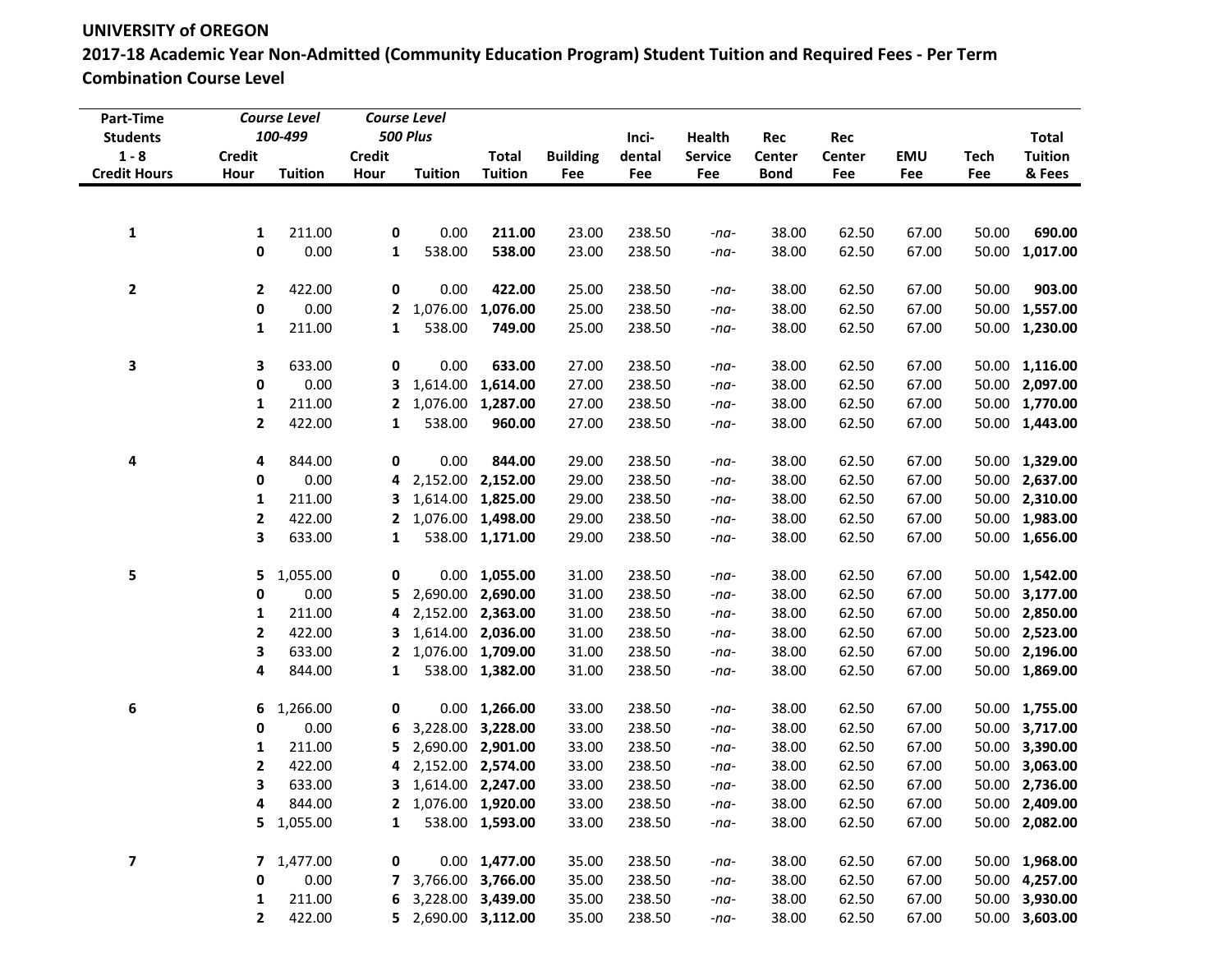**UNIVERSITY of OREGON**

**2017-18 Academic Year Non-Admitted (Community Education Program) Student Tuition and Required Fees - Per Term**

**Combination Course Level**

| Part-Time Students 1 - 8 Credit Hours | *Course Level 100-499* Credit Hour | Tuition | *Course Level 500 Plus* Credit Hour | Tuition | Total Tuition | Building Fee | Inci-dental Fee | Health Service Fee | Rec Center Bond | Rec Center Fee | EMU Fee | Tech Fee | Total Tuition & Fees |
|---|---|---|---|---|---|---|---|---|---|---|---|---|---|
| **1** | **1** | 211.00 | **0** | 0.00 | **211.00** | 23.00 | 238.50 | *-na-* | 38.00 | 62.50 | 67.00 | 50.00 | **690.00** |
| | **0** | 0.00 | **1** | 538.00 | **538.00** | 23.00 | 238.50 | *-na-* | 38.00 | 62.50 | 67.00 | 50.00 | **1,017.00** |
| **2** | **2** | 422.00 | **0** | 0.00 | **422.00** | 25.00 | 238.50 | *-na-* | 38.00 | 62.50 | 67.00 | 50.00 | **903.00** |
| | **0** | 0.00 | **2** | 1,076.00 | **1,076.00** | 25.00 | 238.50 | *-na-* | 38.00 | 62.50 | 67.00 | 50.00 | **1,557.00** |
| | **1** | 211.00 | **1** | 538.00 | **749.00** | 25.00 | 238.50 | *-na-* | 38.00 | 62.50 | 67.00 | 50.00 | **1,230.00** |
| **3** | **3** | 633.00 | **0** | 0.00 | **633.00** | 27.00 | 238.50 | *-na-* | 38.00 | 62.50 | 67.00 | 50.00 | **1,116.00** |
| | **0** | 0.00 | **3** | 1,614.00 | **1,614.00** | 27.00 | 238.50 | *-na-* | 38.00 | 62.50 | 67.00 | 50.00 | **2,097.00** |
| | **1** | 211.00 | **2** | 1,076.00 | **1,287.00** | 27.00 | 238.50 | *-na-* | 38.00 | 62.50 | 67.00 | 50.00 | **1,770.00** |
| | **2** | 422.00 | **1** | 538.00 | **960.00** | 27.00 | 238.50 | *-na-* | 38.00 | 62.50 | 67.00 | 50.00 | **1,443.00** |
| **4** | **4** | 844.00 | **0** | 0.00 | **844.00** | 29.00 | 238.50 | *-na-* | 38.00 | 62.50 | 67.00 | 50.00 | **1,329.00** |
| | **0** | 0.00 | **4** | 2,152.00 | **2,152.00** | 29.00 | 238.50 | *-na-* | 38.00 | 62.50 | 67.00 | 50.00 | **2,637.00** |
| | **1** | 211.00 | **3** | 1,614.00 | **1,825.00** | 29.00 | 238.50 | *-na-* | 38.00 | 62.50 | 67.00 | 50.00 | **2,310.00** |
| | **2** | 422.00 | **2** | 1,076.00 | **1,498.00** | 29.00 | 238.50 | *-na-* | 38.00 | 62.50 | 67.00 | 50.00 | **1,983.00** |
| | **3** | 633.00 | **1** | 538.00 | **1,171.00** | 29.00 | 238.50 | *-na-* | 38.00 | 62.50 | 67.00 | 50.00 | **1,656.00** |
| **5** | **5** | 1,055.00 | **0** | 0.00 | **1,055.00** | 31.00 | 238.50 | *-na-* | 38.00 | 62.50 | 67.00 | 50.00 | **1,542.00** |
| | **0** | 0.00 | **5** | 2,690.00 | **2,690.00** | 31.00 | 238.50 | *-na-* | 38.00 | 62.50 | 67.00 | 50.00 | **3,177.00** |
| | **1** | 211.00 | **4** | 2,152.00 | **2,363.00** | 31.00 | 238.50 | *-na-* | 38.00 | 62.50 | 67.00 | 50.00 | **2,850.00** |
| | **2** | 422.00 | **3** | 1,614.00 | **2,036.00** | 31.00 | 238.50 | *-na-* | 38.00 | 62.50 | 67.00 | 50.00 | **2,523.00** |
| | **3** | 633.00 | **2** | 1,076.00 | **1,709.00** | 31.00 | 238.50 | *-na-* | 38.00 | 62.50 | 67.00 | 50.00 | **2,196.00** |
| | **4** | 844.00 | **1** | 538.00 | **1,382.00** | 31.00 | 238.50 | *-na-* | 38.00 | 62.50 | 67.00 | 50.00 | **1,869.00** |
| **6** | **6** | 1,266.00 | **0** | 0.00 | **1,266.00** | 33.00 | 238.50 | *-na-* | 38.00 | 62.50 | 67.00 | 50.00 | **1,755.00** |
| | **0** | 0.00 | **6** | 3,228.00 | **3,228.00** | 33.00 | 238.50 | *-na-* | 38.00 | 62.50 | 67.00 | 50.00 | **3,717.00** |
| | **1** | 211.00 | **5** | 2,690.00 | **2,901.00** | 33.00 | 238.50 | *-na-* | 38.00 | 62.50 | 67.00 | 50.00 | **3,390.00** |
| | **2** | 422.00 | **4** | 2,152.00 | **2,574.00** | 33.00 | 238.50 | *-na-* | 38.00 | 62.50 | 67.00 | 50.00 | **3,063.00** |
| | **3** | 633.00 | **3** | 1,614.00 | **2,247.00** | 33.00 | 238.50 | *-na-* | 38.00 | 62.50 | 67.00 | 50.00 | **2,736.00** |
| | **4** | 844.00 | **2** | 1,076.00 | **1,920.00** | 33.00 | 238.50 | *-na-* | 38.00 | 62.50 | 67.00 | 50.00 | **2,409.00** |
| | **5** | 1,055.00 | **1** | 538.00 | **1,593.00** | 33.00 | 238.50 | *-na-* | 38.00 | 62.50 | 67.00 | 50.00 | **2,082.00** |
| **7** | **7** | 1,477.00 | **0** | 0.00 | **1,477.00** | 35.00 | 238.50 | *-na-* | 38.00 | 62.50 | 67.00 | 50.00 | **1,968.00** |
| | **0** | 0.00 | **7** | 3,766.00 | **3,766.00** | 35.00 | 238.50 | *-na-* | 38.00 | 62.50 | 67.00 | 50.00 | **4,257.00** |
| | **1** | 211.00 | **6** | 3,228.00 | **3,439.00** | 35.00 | 238.50 | *-na-* | 38.00 | 62.50 | 67.00 | 50.00 | **3,930.00** |
| | **2** | 422.00 | **5** | 2,690.00 | **3,112.00** | 35.00 | 238.50 | *-na-* | 38.00 | 62.50 | 67.00 | 50.00 | **3,603.00** |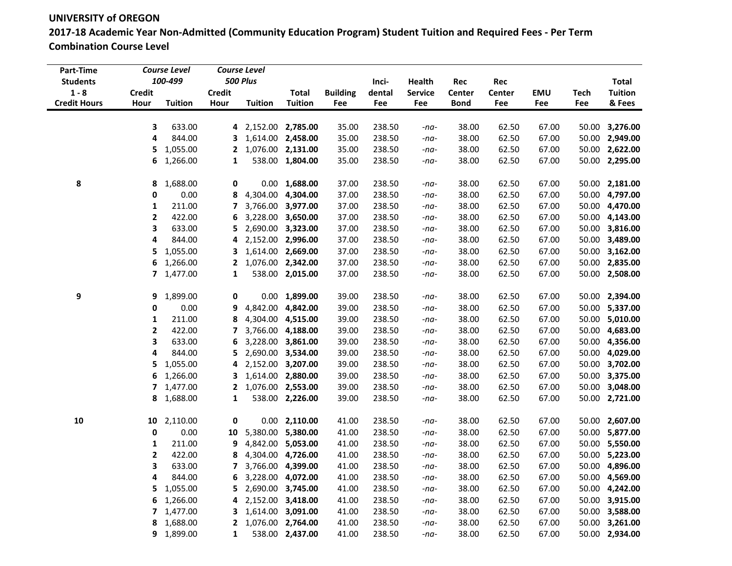**UNIVERSITY of OREGON**

**2017-18 Academic Year Non-Admitted (Community Education Program) Student Tuition and Required Fees - Per Term**

**Combination Course Level**

| Part-Time Students 1 - 8 Credit Hours | *Course Level 100-499* Credit Hour | Tuition | *Course Level 500 Plus* Credit Hour | Tuition | Total Tuition | Building Fee | Inci-dental Fee | Health Service Fee | Rec Center Bond | Rec Center Fee | EMU Fee | Tech Fee | Total Tuition & Fees |
|---|---|---|---|---|---|---|---|---|---|---|---|---|---|
| | **3** | 633.00 | **4** | 2,152.00 | **2,785.00** | 35.00 | 238.50 | *-na-* | 38.00 | 62.50 | 67.00 | 50.00 | **3,276.00** |
| | **4** | 844.00 | **3** | 1,614.00 | **2,458.00** | 35.00 | 238.50 | *-na-* | 38.00 | 62.50 | 67.00 | 50.00 | **2,949.00** |
| | **5** | 1,055.00 | **2** | 1,076.00 | **2,131.00** | 35.00 | 238.50 | *-na-* | 38.00 | 62.50 | 67.00 | 50.00 | **2,622.00** |
| | **6** | 1,266.00 | **1** | 538.00 | **1,804.00** | 35.00 | 238.50 | *-na-* | 38.00 | 62.50 | 67.00 | 50.00 | **2,295.00** |
| **8** | **8** | 1,688.00 | **0** | 0.00 | **1,688.00** | 37.00 | 238.50 | *-na-* | 38.00 | 62.50 | 67.00 | 50.00 | **2,181.00** |
| | **0** | 0.00 | **8** | 4,304.00 | **4,304.00** | 37.00 | 238.50 | *-na-* | 38.00 | 62.50 | 67.00 | 50.00 | **4,797.00** |
| | **1** | 211.00 | **7** | 3,766.00 | **3,977.00** | 37.00 | 238.50 | *-na-* | 38.00 | 62.50 | 67.00 | 50.00 | **4,470.00** |
| | **2** | 422.00 | **6** | 3,228.00 | **3,650.00** | 37.00 | 238.50 | *-na-* | 38.00 | 62.50 | 67.00 | 50.00 | **4,143.00** |
| | **3** | 633.00 | **5** | 2,690.00 | **3,323.00** | 37.00 | 238.50 | *-na-* | 38.00 | 62.50 | 67.00 | 50.00 | **3,816.00** |
| | **4** | 844.00 | **4** | 2,152.00 | **2,996.00** | 37.00 | 238.50 | *-na-* | 38.00 | 62.50 | 67.00 | 50.00 | **3,489.00** |
| | **5** | 1,055.00 | **3** | 1,614.00 | **2,669.00** | 37.00 | 238.50 | *-na-* | 38.00 | 62.50 | 67.00 | 50.00 | **3,162.00** |
| | **6** | 1,266.00 | **2** | 1,076.00 | **2,342.00** | 37.00 | 238.50 | *-na-* | 38.00 | 62.50 | 67.00 | 50.00 | **2,835.00** |
| | **7** | 1,477.00 | **1** | 538.00 | **2,015.00** | 37.00 | 238.50 | *-na-* | 38.00 | 62.50 | 67.00 | 50.00 | **2,508.00** |
| **9** | **9** | 1,899.00 | **0** | 0.00 | **1,899.00** | 39.00 | 238.50 | *-na-* | 38.00 | 62.50 | 67.00 | 50.00 | **2,394.00** |
| | **0** | 0.00 | **9** | 4,842.00 | **4,842.00** | 39.00 | 238.50 | *-na-* | 38.00 | 62.50 | 67.00 | 50.00 | **5,337.00** |
| | **1** | 211.00 | **8** | 4,304.00 | **4,515.00** | 39.00 | 238.50 | *-na-* | 38.00 | 62.50 | 67.00 | 50.00 | **5,010.00** |
| | **2** | 422.00 | **7** | 3,766.00 | **4,188.00** | 39.00 | 238.50 | *-na-* | 38.00 | 62.50 | 67.00 | 50.00 | **4,683.00** |
| | **3** | 633.00 | **6** | 3,228.00 | **3,861.00** | 39.00 | 238.50 | *-na-* | 38.00 | 62.50 | 67.00 | 50.00 | **4,356.00** |
| | **4** | 844.00 | **5** | 2,690.00 | **3,534.00** | 39.00 | 238.50 | *-na-* | 38.00 | 62.50 | 67.00 | 50.00 | **4,029.00** |
| | **5** | 1,055.00 | **4** | 2,152.00 | **3,207.00** | 39.00 | 238.50 | *-na-* | 38.00 | 62.50 | 67.00 | 50.00 | **3,702.00** |
| | **6** | 1,266.00 | **3** | 1,614.00 | **2,880.00** | 39.00 | 238.50 | *-na-* | 38.00 | 62.50 | 67.00 | 50.00 | **3,375.00** |
| | **7** | 1,477.00 | **2** | 1,076.00 | **2,553.00** | 39.00 | 238.50 | *-na-* | 38.00 | 62.50 | 67.00 | 50.00 | **3,048.00** |
| | **8** | 1,688.00 | **1** | 538.00 | **2,226.00** | 39.00 | 238.50 | *-na-* | 38.00 | 62.50 | 67.00 | 50.00 | **2,721.00** |
| **10** | **10** | 2,110.00 | **0** | 0.00 | **2,110.00** | 41.00 | 238.50 | *-na-* | 38.00 | 62.50 | 67.00 | 50.00 | **2,607.00** |
| | **0** | 0.00 | **10** | 5,380.00 | **5,380.00** | 41.00 | 238.50 | *-na-* | 38.00 | 62.50 | 67.00 | 50.00 | **5,877.00** |
| | **1** | 211.00 | **9** | 4,842.00 | **5,053.00** | 41.00 | 238.50 | *-na-* | 38.00 | 62.50 | 67.00 | 50.00 | **5,550.00** |
| | **2** | 422.00 | **8** | 4,304.00 | **4,726.00** | 41.00 | 238.50 | *-na-* | 38.00 | 62.50 | 67.00 | 50.00 | **5,223.00** |
| | **3** | 633.00 | **7** | 3,766.00 | **4,399.00** | 41.00 | 238.50 | *-na-* | 38.00 | 62.50 | 67.00 | 50.00 | **4,896.00** |
| | **4** | 844.00 | **6** | 3,228.00 | **4,072.00** | 41.00 | 238.50 | *-na-* | 38.00 | 62.50 | 67.00 | 50.00 | **4,569.00** |
| | **5** | 1,055.00 | **5** | 2,690.00 | **3,745.00** | 41.00 | 238.50 | *-na-* | 38.00 | 62.50 | 67.00 | 50.00 | **4,242.00** |
| | **6** | 1,266.00 | **4** | 2,152.00 | **3,418.00** | 41.00 | 238.50 | *-na-* | 38.00 | 62.50 | 67.00 | 50.00 | **3,915.00** |
| | **7** | 1,477.00 | **3** | 1,614.00 | **3,091.00** | 41.00 | 238.50 | *-na-* | 38.00 | 62.50 | 67.00 | 50.00 | **3,588.00** |
| | **8** | 1,688.00 | **2** | 1,076.00 | **2,764.00** | 41.00 | 238.50 | *-na-* | 38.00 | 62.50 | 67.00 | 50.00 | **3,261.00** |
| | **9** | 1,899.00 | **1** | 538.00 | **2,437.00** | 41.00 | 238.50 | *-na-* | 38.00 | 62.50 | 67.00 | 50.00 | **2,934.00** |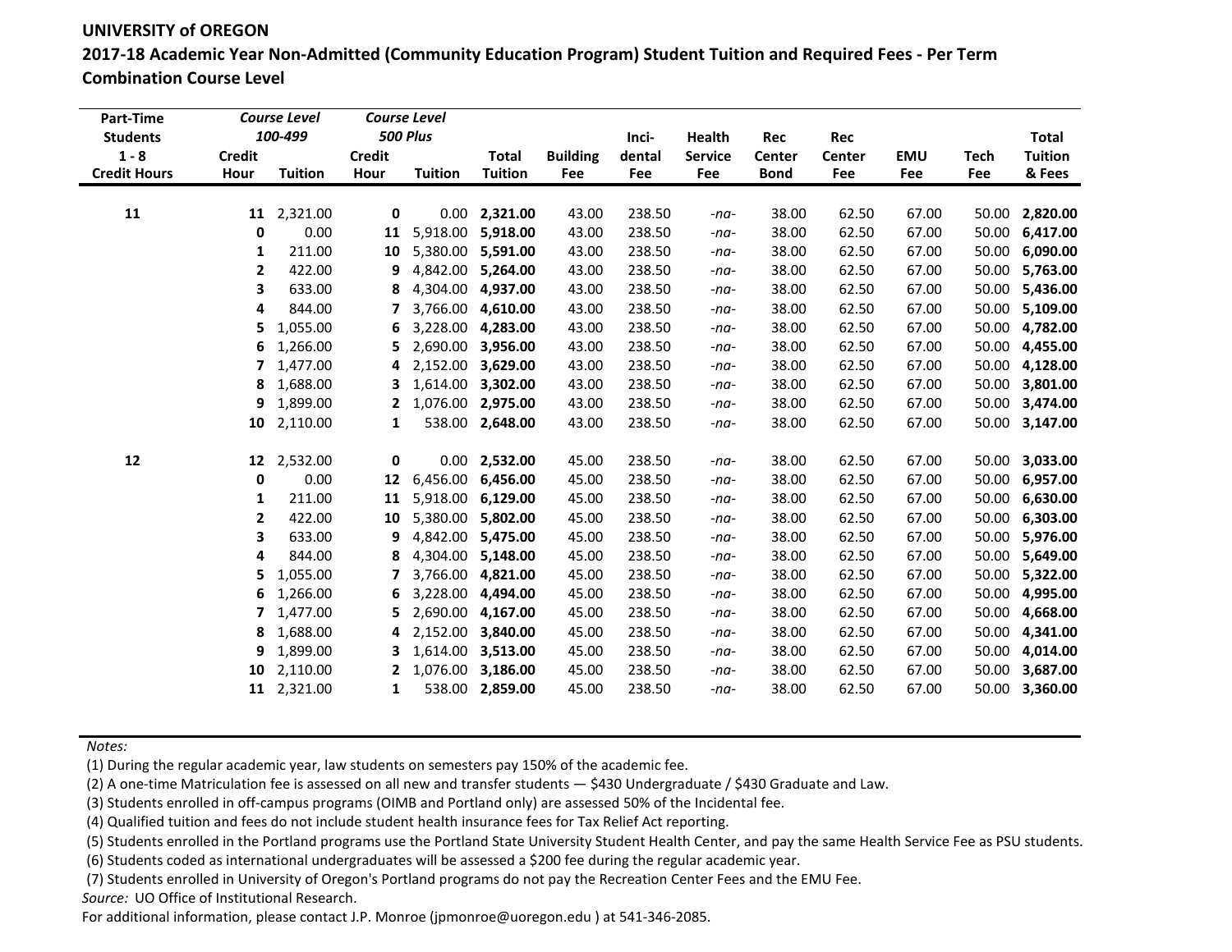**UNIVERSITY of OREGON**

**2017-18 Academic Year Non-Admitted (Community Education Program) Student Tuition and Required Fees - Per Term**

**Combination Course Level**

| Part-Time Students 1 - 8 Credit Hours | *Course Level 100-499* Credit Hour | Tuition | *Course Level 500 Plus* Credit Hour | Tuition | Total Tuition | Building Fee | Inci-dental Fee | Health Service Fee | Rec Center Bond | Rec Center Fee | EMU Fee | Tech Fee | Total Tuition & Fees |
|---|---|---|---|---|---|---|---|---|---|---|---|---|---|
| 11 | **11** | 2,321.00 | **0** | 0.00 | **2,321.00** | 43.00 | 238.50 | -na- | 38.00 | 62.50 | 67.00 | 50.00 | **2,820.00** |
| | **0** | 0.00 | **11** | 5,918.00 | **5,918.00** | 43.00 | 238.50 | -na- | 38.00 | 62.50 | 67.00 | 50.00 | **6,417.00** |
| | **1** | 211.00 | **10** | 5,380.00 | **5,591.00** | 43.00 | 238.50 | -na- | 38.00 | 62.50 | 67.00 | 50.00 | **6,090.00** |
| | **2** | 422.00 | **9** | 4,842.00 | **5,264.00** | 43.00 | 238.50 | -na- | 38.00 | 62.50 | 67.00 | 50.00 | **5,763.00** |
| | **3** | 633.00 | **8** | 4,304.00 | **4,937.00** | 43.00 | 238.50 | -na- | 38.00 | 62.50 | 67.00 | 50.00 | **5,436.00** |
| | **4** | 844.00 | **7** | 3,766.00 | **4,610.00** | 43.00 | 238.50 | -na- | 38.00 | 62.50 | 67.00 | 50.00 | **5,109.00** |
| | **5** | 1,055.00 | **6** | 3,228.00 | **4,283.00** | 43.00 | 238.50 | -na- | 38.00 | 62.50 | 67.00 | 50.00 | **4,782.00** |
| | **6** | 1,266.00 | **5** | 2,690.00 | **3,956.00** | 43.00 | 238.50 | -na- | 38.00 | 62.50 | 67.00 | 50.00 | **4,455.00** |
| | **7** | 1,477.00 | **4** | 2,152.00 | **3,629.00** | 43.00 | 238.50 | -na- | 38.00 | 62.50 | 67.00 | 50.00 | **4,128.00** |
| | **8** | 1,688.00 | **3** | 1,614.00 | **3,302.00** | 43.00 | 238.50 | -na- | 38.00 | 62.50 | 67.00 | 50.00 | **3,801.00** |
| | **9** | 1,899.00 | **2** | 1,076.00 | **2,975.00** | 43.00 | 238.50 | -na- | 38.00 | 62.50 | 67.00 | 50.00 | **3,474.00** |
| | **10** | 2,110.00 | **1** | 538.00 | **2,648.00** | 43.00 | 238.50 | -na- | 38.00 | 62.50 | 67.00 | 50.00 | **3,147.00** |
| 12 | **12** | 2,532.00 | **0** | 0.00 | **2,532.00** | 45.00 | 238.50 | -na- | 38.00 | 62.50 | 67.00 | 50.00 | **3,033.00** |
| | **0** | 0.00 | **12** | 6,456.00 | **6,456.00** | 45.00 | 238.50 | -na- | 38.00 | 62.50 | 67.00 | 50.00 | **6,957.00** |
| | **1** | 211.00 | **11** | 5,918.00 | **6,129.00** | 45.00 | 238.50 | -na- | 38.00 | 62.50 | 67.00 | 50.00 | **6,630.00** |
| | **2** | 422.00 | **10** | 5,380.00 | **5,802.00** | 45.00 | 238.50 | -na- | 38.00 | 62.50 | 67.00 | 50.00 | **6,303.00** |
| | **3** | 633.00 | **9** | 4,842.00 | **5,475.00** | 45.00 | 238.50 | -na- | 38.00 | 62.50 | 67.00 | 50.00 | **5,976.00** |
| | **4** | 844.00 | **8** | 4,304.00 | **5,148.00** | 45.00 | 238.50 | -na- | 38.00 | 62.50 | 67.00 | 50.00 | **5,649.00** |
| | **5** | 1,055.00 | **7** | 3,766.00 | **4,821.00** | 45.00 | 238.50 | -na- | 38.00 | 62.50 | 67.00 | 50.00 | **5,322.00** |
| | **6** | 1,266.00 | **6** | 3,228.00 | **4,494.00** | 45.00 | 238.50 | -na- | 38.00 | 62.50 | 67.00 | 50.00 | **4,995.00** |
| | **7** | 1,477.00 | **5** | 2,690.00 | **4,167.00** | 45.00 | 238.50 | -na- | 38.00 | 62.50 | 67.00 | 50.00 | **4,668.00** |
| | **8** | 1,688.00 | **4** | 2,152.00 | **3,840.00** | 45.00 | 238.50 | -na- | 38.00 | 62.50 | 67.00 | 50.00 | **4,341.00** |
| | **9** | 1,899.00 | **3** | 1,614.00 | **3,513.00** | 45.00 | 238.50 | -na- | 38.00 | 62.50 | 67.00 | 50.00 | **4,014.00** |
| | **10** | 2,110.00 | **2** | 1,076.00 | **3,186.00** | 45.00 | 238.50 | -na- | 38.00 | 62.50 | 67.00 | 50.00 | **3,687.00** |
| | **11** | 2,321.00 | **1** | 538.00 | **2,859.00** | 45.00 | 238.50 | -na- | 38.00 | 62.50 | 67.00 | 50.00 | **3,360.00** |

*Notes:*

(1) During the regular academic year, law students on semesters pay 150% of the academic fee.
(2) A one-time Matriculation fee is assessed on all new and transfer students — $430 Undergraduate / $430 Graduate and Law.
(3) Students enrolled in off-campus programs (OIMB and Portland only) are assessed 50% of the Incidental fee.
(4) Qualified tuition and fees do not include student health insurance fees for Tax Relief Act reporting.
(5) Students enrolled in the Portland programs use the Portland State University Student Health Center, and pay the same Health Service Fee as PSU students.
(6) Students coded as international undergraduates will be assessed a $200 fee during the regular academic year.
(7) Students enrolled in University of Oregon's Portland programs do not pay the Recreation Center Fees and the EMU Fee.

*Source:* UO Office of Institutional Research.

For additional information, please contact J.P. Monroe (jpmonroe@uoregon.edu ) at 541-346-2085.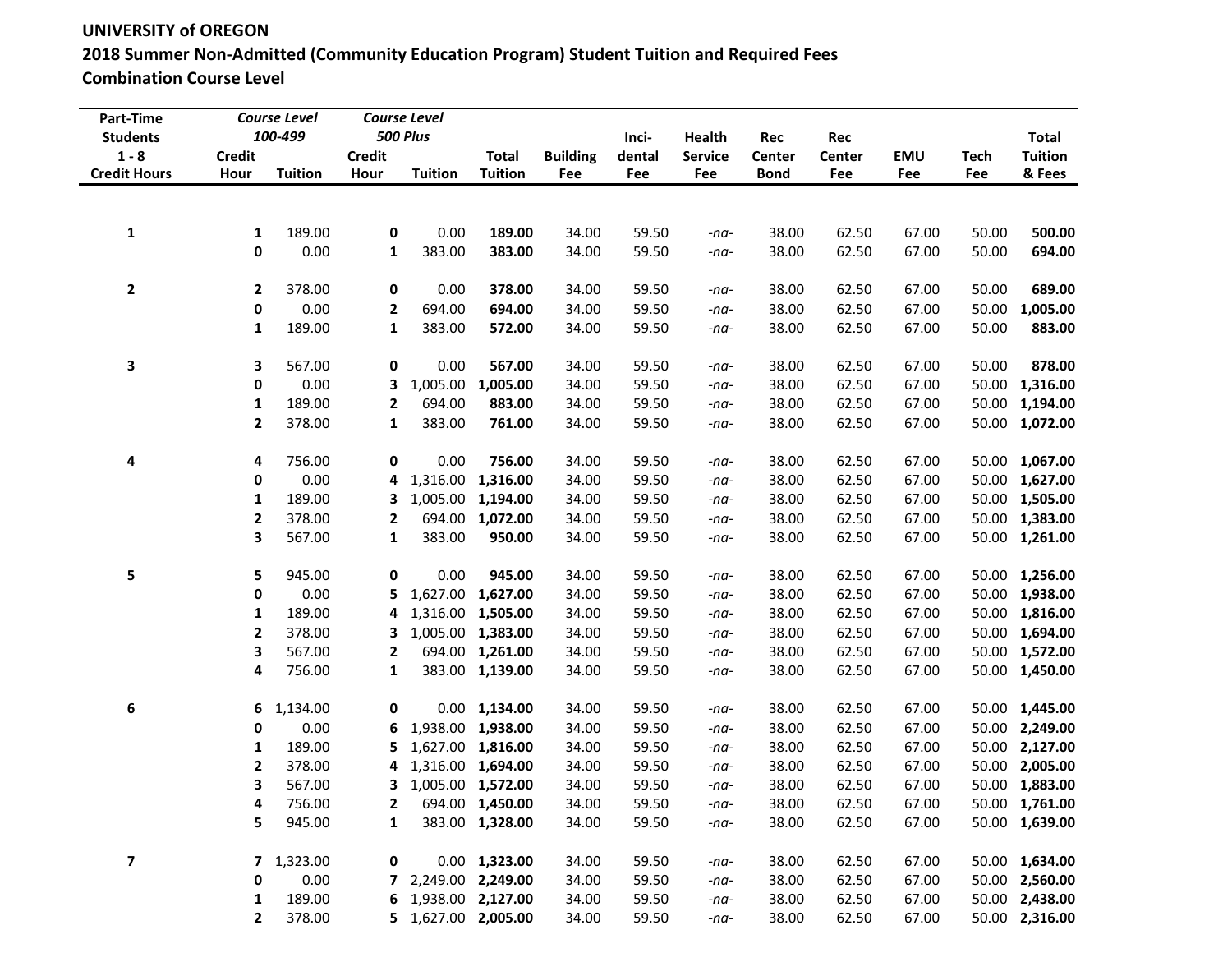**UNIVERSITY of OREGON**
**2018 Summer Non-Admitted (Community Education Program) Student Tuition and Required Fees**
**Combination Course Level**

| Part-Time Students 1 - 8 Credit Hours | *Course Level 100-499* | | *Course Level 500 Plus* | | | | | | | | | | |
|---|---|---|---|---|---|---|---|---|---|---|---|---|---|
| | Credit Hour | Tuition | Credit Hour | Tuition | Total Tuition | Building Fee | Inci-dental Fee | Health Service Fee | Rec Center Bond | Rec Center Fee | EMU Fee | Tech Fee | Total Tuition & Fees |
| **1** | **1** | 189.00 | **0** | 0.00 | **189.00** | 34.00 | 59.50 | *-na-* | 38.00 | 62.50 | 67.00 | 50.00 | **500.00** |
| | **0** | 0.00 | **1** | 383.00 | **383.00** | 34.00 | 59.50 | *-na-* | 38.00 | 62.50 | 67.00 | 50.00 | **694.00** |
| **2** | **2** | 378.00 | **0** | 0.00 | **378.00** | 34.00 | 59.50 | *-na-* | 38.00 | 62.50 | 67.00 | 50.00 | **689.00** |
| | **0** | 0.00 | **2** | 694.00 | **694.00** | 34.00 | 59.50 | *-na-* | 38.00 | 62.50 | 67.00 | 50.00 | **1,005.00** |
| | **1** | 189.00 | **1** | 383.00 | **572.00** | 34.00 | 59.50 | *-na-* | 38.00 | 62.50 | 67.00 | 50.00 | **883.00** |
| **3** | **3** | 567.00 | **0** | 0.00 | **567.00** | 34.00 | 59.50 | *-na-* | 38.00 | 62.50 | 67.00 | 50.00 | **878.00** |
| | **0** | 0.00 | **3** | 1,005.00 | **1,005.00** | 34.00 | 59.50 | *-na-* | 38.00 | 62.50 | 67.00 | 50.00 | **1,316.00** |
| | **1** | 189.00 | **2** | 694.00 | **883.00** | 34.00 | 59.50 | *-na-* | 38.00 | 62.50 | 67.00 | 50.00 | **1,194.00** |
| | **2** | 378.00 | **1** | 383.00 | **761.00** | 34.00 | 59.50 | *-na-* | 38.00 | 62.50 | 67.00 | 50.00 | **1,072.00** |
| **4** | **4** | 756.00 | **0** | 0.00 | **756.00** | 34.00 | 59.50 | *-na-* | 38.00 | 62.50 | 67.00 | 50.00 | **1,067.00** |
| | **0** | 0.00 | **4** | 1,316.00 | **1,316.00** | 34.00 | 59.50 | *-na-* | 38.00 | 62.50 | 67.00 | 50.00 | **1,627.00** |
| | **1** | 189.00 | **3** | 1,005.00 | **1,194.00** | 34.00 | 59.50 | *-na-* | 38.00 | 62.50 | 67.00 | 50.00 | **1,505.00** |
| | **2** | 378.00 | **2** | 694.00 | **1,072.00** | 34.00 | 59.50 | *-na-* | 38.00 | 62.50 | 67.00 | 50.00 | **1,383.00** |
| | **3** | 567.00 | **1** | 383.00 | **950.00** | 34.00 | 59.50 | *-na-* | 38.00 | 62.50 | 67.00 | 50.00 | **1,261.00** |
| **5** | **5** | 945.00 | **0** | 0.00 | **945.00** | 34.00 | 59.50 | *-na-* | 38.00 | 62.50 | 67.00 | 50.00 | **1,256.00** |
| | **0** | 0.00 | **5** | 1,627.00 | **1,627.00** | 34.00 | 59.50 | *-na-* | 38.00 | 62.50 | 67.00 | 50.00 | **1,938.00** |
| | **1** | 189.00 | **4** | 1,316.00 | **1,505.00** | 34.00 | 59.50 | *-na-* | 38.00 | 62.50 | 67.00 | 50.00 | **1,816.00** |
| | **2** | 378.00 | **3** | 1,005.00 | **1,383.00** | 34.00 | 59.50 | *-na-* | 38.00 | 62.50 | 67.00 | 50.00 | **1,694.00** |
| | **3** | 567.00 | **2** | 694.00 | **1,261.00** | 34.00 | 59.50 | *-na-* | 38.00 | 62.50 | 67.00 | 50.00 | **1,572.00** |
| | **4** | 756.00 | **1** | 383.00 | **1,139.00** | 34.00 | 59.50 | *-na-* | 38.00 | 62.50 | 67.00 | 50.00 | **1,450.00** |
| **6** | **6** | 1,134.00 | **0** | 0.00 | **1,134.00** | 34.00 | 59.50 | *-na-* | 38.00 | 62.50 | 67.00 | 50.00 | **1,445.00** |
| | **0** | 0.00 | **6** | 1,938.00 | **1,938.00** | 34.00 | 59.50 | *-na-* | 38.00 | 62.50 | 67.00 | 50.00 | **2,249.00** |
| | **1** | 189.00 | **5** | 1,627.00 | **1,816.00** | 34.00 | 59.50 | *-na-* | 38.00 | 62.50 | 67.00 | 50.00 | **2,127.00** |
| | **2** | 378.00 | **4** | 1,316.00 | **1,694.00** | 34.00 | 59.50 | *-na-* | 38.00 | 62.50 | 67.00 | 50.00 | **2,005.00** |
| | **3** | 567.00 | **3** | 1,005.00 | **1,572.00** | 34.00 | 59.50 | *-na-* | 38.00 | 62.50 | 67.00 | 50.00 | **1,883.00** |
| | **4** | 756.00 | **2** | 694.00 | **1,450.00** | 34.00 | 59.50 | *-na-* | 38.00 | 62.50 | 67.00 | 50.00 | **1,761.00** |
| | **5** | 945.00 | **1** | 383.00 | **1,328.00** | 34.00 | 59.50 | *-na-* | 38.00 | 62.50 | 67.00 | 50.00 | **1,639.00** |
| **7** | **7** | 1,323.00 | **0** | 0.00 | **1,323.00** | 34.00 | 59.50 | *-na-* | 38.00 | 62.50 | 67.00 | 50.00 | **1,634.00** |
| | **0** | 0.00 | **7** | 2,249.00 | **2,249.00** | 34.00 | 59.50 | *-na-* | 38.00 | 62.50 | 67.00 | 50.00 | **2,560.00** |
| | **1** | 189.00 | **6** | 1,938.00 | **2,127.00** | 34.00 | 59.50 | *-na-* | 38.00 | 62.50 | 67.00 | 50.00 | **2,438.00** |
| | **2** | 378.00 | **5** | 1,627.00 | **2,005.00** | 34.00 | 59.50 | *-na-* | 38.00 | 62.50 | 67.00 | 50.00 | **2,316.00** |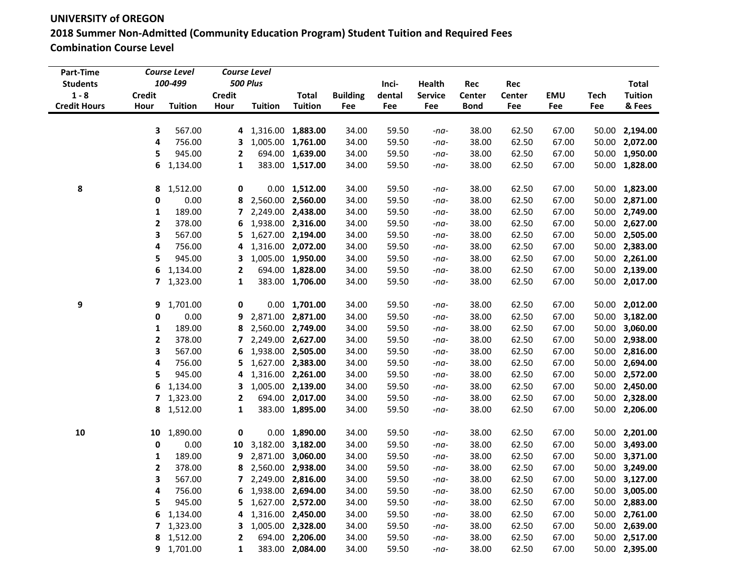**UNIVERSITY of OREGON**
**2018 Summer Non-Admitted (Community Education Program) Student Tuition and Required Fees**
**Combination Course Level**

| Part-Time Students 1 - 8 Credit Hours | *Course Level 100-499* Credit Hour | Tuition | *Course Level 500 Plus* Credit Hour | Tuition | Total Tuition | Building Fee | Inci-dental Fee | Health Service Fee | Rec Center Bond | Rec Center Fee | EMU Fee | Tech Fee | Total Tuition & Fees |
|---|---|---|---|---|---|---|---|---|---|---|---|---|---|
| | **3** | 567.00 | **4** | 1,316.00 | **1,883.00** | 34.00 | 59.50 | *-na-* | 38.00 | 62.50 | 67.00 | 50.00 | **2,194.00** |
| | **4** | 756.00 | **3** | 1,005.00 | **1,761.00** | 34.00 | 59.50 | *-na-* | 38.00 | 62.50 | 67.00 | 50.00 | **2,072.00** |
| | **5** | 945.00 | **2** | 694.00 | **1,639.00** | 34.00 | 59.50 | *-na-* | 38.00 | 62.50 | 67.00 | 50.00 | **1,950.00** |
| | **6** | 1,134.00 | **1** | 383.00 | **1,517.00** | 34.00 | 59.50 | *-na-* | 38.00 | 62.50 | 67.00 | 50.00 | **1,828.00** |
| **8** | **8** | 1,512.00 | **0** | 0.00 | **1,512.00** | 34.00 | 59.50 | *-na-* | 38.00 | 62.50 | 67.00 | 50.00 | **1,823.00** |
| | **0** | 0.00 | **8** | 2,560.00 | **2,560.00** | 34.00 | 59.50 | *-na-* | 38.00 | 62.50 | 67.00 | 50.00 | **2,871.00** |
| | **1** | 189.00 | **7** | 2,249.00 | **2,438.00** | 34.00 | 59.50 | *-na-* | 38.00 | 62.50 | 67.00 | 50.00 | **2,749.00** |
| | **2** | 378.00 | **6** | 1,938.00 | **2,316.00** | 34.00 | 59.50 | *-na-* | 38.00 | 62.50 | 67.00 | 50.00 | **2,627.00** |
| | **3** | 567.00 | **5** | 1,627.00 | **2,194.00** | 34.00 | 59.50 | *-na-* | 38.00 | 62.50 | 67.00 | 50.00 | **2,505.00** |
| | **4** | 756.00 | **4** | 1,316.00 | **2,072.00** | 34.00 | 59.50 | *-na-* | 38.00 | 62.50 | 67.00 | 50.00 | **2,383.00** |
| | **5** | 945.00 | **3** | 1,005.00 | **1,950.00** | 34.00 | 59.50 | *-na-* | 38.00 | 62.50 | 67.00 | 50.00 | **2,261.00** |
| | **6** | 1,134.00 | **2** | 694.00 | **1,828.00** | 34.00 | 59.50 | *-na-* | 38.00 | 62.50 | 67.00 | 50.00 | **2,139.00** |
| | **7** | 1,323.00 | **1** | 383.00 | **1,706.00** | 34.00 | 59.50 | *-na-* | 38.00 | 62.50 | 67.00 | 50.00 | **2,017.00** |
| **9** | **9** | 1,701.00 | **0** | 0.00 | **1,701.00** | 34.00 | 59.50 | *-na-* | 38.00 | 62.50 | 67.00 | 50.00 | **2,012.00** |
| | **0** | 0.00 | **9** | 2,871.00 | **2,871.00** | 34.00 | 59.50 | *-na-* | 38.00 | 62.50 | 67.00 | 50.00 | **3,182.00** |
| | **1** | 189.00 | **8** | 2,560.00 | **2,749.00** | 34.00 | 59.50 | *-na-* | 38.00 | 62.50 | 67.00 | 50.00 | **3,060.00** |
| | **2** | 378.00 | **7** | 2,249.00 | **2,627.00** | 34.00 | 59.50 | *-na-* | 38.00 | 62.50 | 67.00 | 50.00 | **2,938.00** |
| | **3** | 567.00 | **6** | 1,938.00 | **2,505.00** | 34.00 | 59.50 | *-na-* | 38.00 | 62.50 | 67.00 | 50.00 | **2,816.00** |
| | **4** | 756.00 | **5** | 1,627.00 | **2,383.00** | 34.00 | 59.50 | *-na-* | 38.00 | 62.50 | 67.00 | 50.00 | **2,694.00** |
| | **5** | 945.00 | **4** | 1,316.00 | **2,261.00** | 34.00 | 59.50 | *-na-* | 38.00 | 62.50 | 67.00 | 50.00 | **2,572.00** |
| | **6** | 1,134.00 | **3** | 1,005.00 | **2,139.00** | 34.00 | 59.50 | *-na-* | 38.00 | 62.50 | 67.00 | 50.00 | **2,450.00** |
| | **7** | 1,323.00 | **2** | 694.00 | **2,017.00** | 34.00 | 59.50 | *-na-* | 38.00 | 62.50 | 67.00 | 50.00 | **2,328.00** |
| | **8** | 1,512.00 | **1** | 383.00 | **1,895.00** | 34.00 | 59.50 | *-na-* | 38.00 | 62.50 | 67.00 | 50.00 | **2,206.00** |
| **10** | **10** | 1,890.00 | **0** | 0.00 | **1,890.00** | 34.00 | 59.50 | *-na-* | 38.00 | 62.50 | 67.00 | 50.00 | **2,201.00** |
| | **0** | 0.00 | **10** | 3,182.00 | **3,182.00** | 34.00 | 59.50 | *-na-* | 38.00 | 62.50 | 67.00 | 50.00 | **3,493.00** |
| | **1** | 189.00 | **9** | 2,871.00 | **3,060.00** | 34.00 | 59.50 | *-na-* | 38.00 | 62.50 | 67.00 | 50.00 | **3,371.00** |
| | **2** | 378.00 | **8** | 2,560.00 | **2,938.00** | 34.00 | 59.50 | *-na-* | 38.00 | 62.50 | 67.00 | 50.00 | **3,249.00** |
| | **3** | 567.00 | **7** | 2,249.00 | **2,816.00** | 34.00 | 59.50 | *-na-* | 38.00 | 62.50 | 67.00 | 50.00 | **3,127.00** |
| | **4** | 756.00 | **6** | 1,938.00 | **2,694.00** | 34.00 | 59.50 | *-na-* | 38.00 | 62.50 | 67.00 | 50.00 | **3,005.00** |
| | **5** | 945.00 | **5** | 1,627.00 | **2,572.00** | 34.00 | 59.50 | *-na-* | 38.00 | 62.50 | 67.00 | 50.00 | **2,883.00** |
| | **6** | 1,134.00 | **4** | 1,316.00 | **2,450.00** | 34.00 | 59.50 | *-na-* | 38.00 | 62.50 | 67.00 | 50.00 | **2,761.00** |
| | **7** | 1,323.00 | **3** | 1,005.00 | **2,328.00** | 34.00 | 59.50 | *-na-* | 38.00 | 62.50 | 67.00 | 50.00 | **2,639.00** |
| | **8** | 1,512.00 | **2** | 694.00 | **2,206.00** | 34.00 | 59.50 | *-na-* | 38.00 | 62.50 | 67.00 | 50.00 | **2,517.00** |
| | **9** | 1,701.00 | **1** | 383.00 | **2,084.00** | 34.00 | 59.50 | *-na-* | 38.00 | 62.50 | 67.00 | 50.00 | **2,395.00** |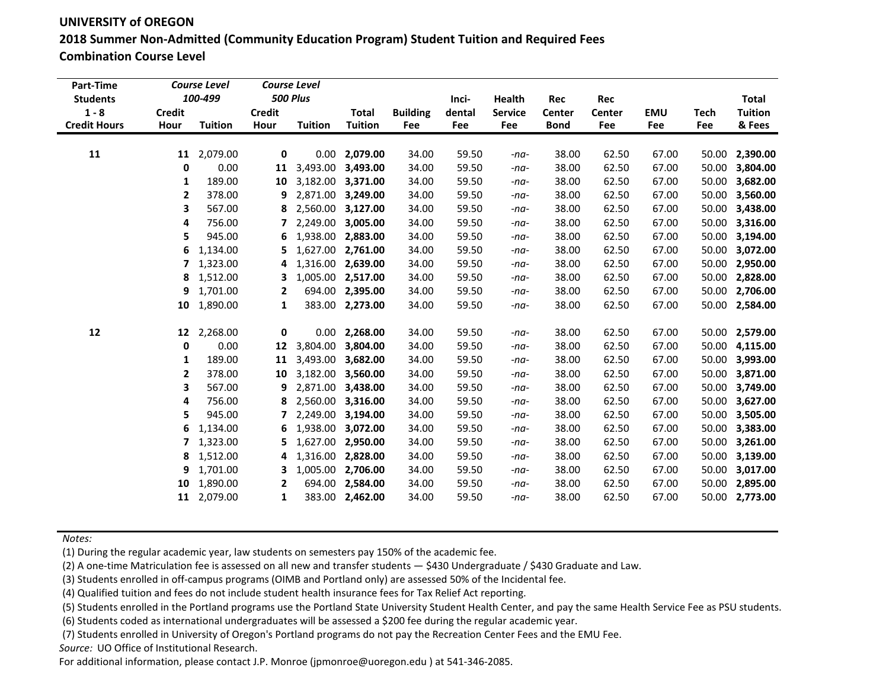**UNIVERSITY of OREGON**
**2018 Summer Non-Admitted (Community Education Program) Student Tuition and Required Fees**
**Combination Course Level**

| Part-Time Students 1 - 8 Credit Hours | Course Level 100-499 Credit Hour | Course Level 100-499 Tuition | Course Level 500 Plus Credit Hour | Course Level 500 Plus Tuition | Total Tuition | Building Fee | Inci-dental Fee | Health Service Fee | Rec Center Bond | Rec Center Fee | EMU Fee | Tech Fee | Total Tuition & Fees |
|---|---|---|---|---|---|---|---|---|---|---|---|---|---|
| 11 | 11 | 2,079.00 | 0 | 0.00 | **2,079.00** | 34.00 | 59.50 | -na- | 38.00 | 62.50 | 67.00 | 50.00 | **2,390.00** |
| | 0 | 0.00 | 11 | 3,493.00 | **3,493.00** | 34.00 | 59.50 | -na- | 38.00 | 62.50 | 67.00 | 50.00 | **3,804.00** |
| | 1 | 189.00 | 10 | 3,182.00 | **3,371.00** | 34.00 | 59.50 | -na- | 38.00 | 62.50 | 67.00 | 50.00 | **3,682.00** |
| | 2 | 378.00 | 9 | 2,871.00 | **3,249.00** | 34.00 | 59.50 | -na- | 38.00 | 62.50 | 67.00 | 50.00 | **3,560.00** |
| | 3 | 567.00 | 8 | 2,560.00 | **3,127.00** | 34.00 | 59.50 | -na- | 38.00 | 62.50 | 67.00 | 50.00 | **3,438.00** |
| | 4 | 756.00 | 7 | 2,249.00 | **3,005.00** | 34.00 | 59.50 | -na- | 38.00 | 62.50 | 67.00 | 50.00 | **3,316.00** |
| | 5 | 945.00 | 6 | 1,938.00 | **2,883.00** | 34.00 | 59.50 | -na- | 38.00 | 62.50 | 67.00 | 50.00 | **3,194.00** |
| | 6 | 1,134.00 | 5 | 1,627.00 | **2,761.00** | 34.00 | 59.50 | -na- | 38.00 | 62.50 | 67.00 | 50.00 | **3,072.00** |
| | 7 | 1,323.00 | 4 | 1,316.00 | **2,639.00** | 34.00 | 59.50 | -na- | 38.00 | 62.50 | 67.00 | 50.00 | **2,950.00** |
| | 8 | 1,512.00 | 3 | 1,005.00 | **2,517.00** | 34.00 | 59.50 | -na- | 38.00 | 62.50 | 67.00 | 50.00 | **2,828.00** |
| | 9 | 1,701.00 | 2 | 694.00 | **2,395.00** | 34.00 | 59.50 | -na- | 38.00 | 62.50 | 67.00 | 50.00 | **2,706.00** |
| | 10 | 1,890.00 | 1 | 383.00 | **2,273.00** | 34.00 | 59.50 | -na- | 38.00 | 62.50 | 67.00 | 50.00 | **2,584.00** |
| 12 | 12 | 2,268.00 | 0 | 0.00 | **2,268.00** | 34.00 | 59.50 | -na- | 38.00 | 62.50 | 67.00 | 50.00 | **2,579.00** |
| | 0 | 0.00 | 12 | 3,804.00 | **3,804.00** | 34.00 | 59.50 | -na- | 38.00 | 62.50 | 67.00 | 50.00 | **4,115.00** |
| | 1 | 189.00 | 11 | 3,493.00 | **3,682.00** | 34.00 | 59.50 | -na- | 38.00 | 62.50 | 67.00 | 50.00 | **3,993.00** |
| | 2 | 378.00 | 10 | 3,182.00 | **3,560.00** | 34.00 | 59.50 | -na- | 38.00 | 62.50 | 67.00 | 50.00 | **3,871.00** |
| | 3 | 567.00 | 9 | 2,871.00 | **3,438.00** | 34.00 | 59.50 | -na- | 38.00 | 62.50 | 67.00 | 50.00 | **3,749.00** |
| | 4 | 756.00 | 8 | 2,560.00 | **3,316.00** | 34.00 | 59.50 | -na- | 38.00 | 62.50 | 67.00 | 50.00 | **3,627.00** |
| | 5 | 945.00 | 7 | 2,249.00 | **3,194.00** | 34.00 | 59.50 | -na- | 38.00 | 62.50 | 67.00 | 50.00 | **3,505.00** |
| | 6 | 1,134.00 | 6 | 1,938.00 | **3,072.00** | 34.00 | 59.50 | -na- | 38.00 | 62.50 | 67.00 | 50.00 | **3,383.00** |
| | 7 | 1,323.00 | 5 | 1,627.00 | **2,950.00** | 34.00 | 59.50 | -na- | 38.00 | 62.50 | 67.00 | 50.00 | **3,261.00** |
| | 8 | 1,512.00 | 4 | 1,316.00 | **2,828.00** | 34.00 | 59.50 | -na- | 38.00 | 62.50 | 67.00 | 50.00 | **3,139.00** |
| | 9 | 1,701.00 | 3 | 1,005.00 | **2,706.00** | 34.00 | 59.50 | -na- | 38.00 | 62.50 | 67.00 | 50.00 | **3,017.00** |
| | 10 | 1,890.00 | 2 | 694.00 | **2,584.00** | 34.00 | 59.50 | -na- | 38.00 | 62.50 | 67.00 | 50.00 | **2,895.00** |
| | 11 | 2,079.00 | 1 | 383.00 | **2,462.00** | 34.00 | 59.50 | -na- | 38.00 | 62.50 | 67.00 | 50.00 | **2,773.00** |

*Notes:*
(1) During the regular academic year, law students on semesters pay 150% of the academic fee.
(2) A one-time Matriculation fee is assessed on all new and transfer students — $430 Undergraduate / $430 Graduate and Law.
(3) Students enrolled in off-campus programs (OIMB and Portland only) are assessed 50% of the Incidental fee.
(4) Qualified tuition and fees do not include student health insurance fees for Tax Relief Act reporting.
(5) Students enrolled in the Portland programs use the Portland State University Student Health Center, and pay the same Health Service Fee as PSU students.
(6) Students coded as international undergraduates will be assessed a $200 fee during the regular academic year.
(7) Students enrolled in University of Oregon's Portland programs do not pay the Recreation Center Fees and the EMU Fee.

*Source:* UO Office of Institutional Research.
For additional information, please contact J.P. Monroe (jpmonroe@uoregon.edu ) at 541-346-2085.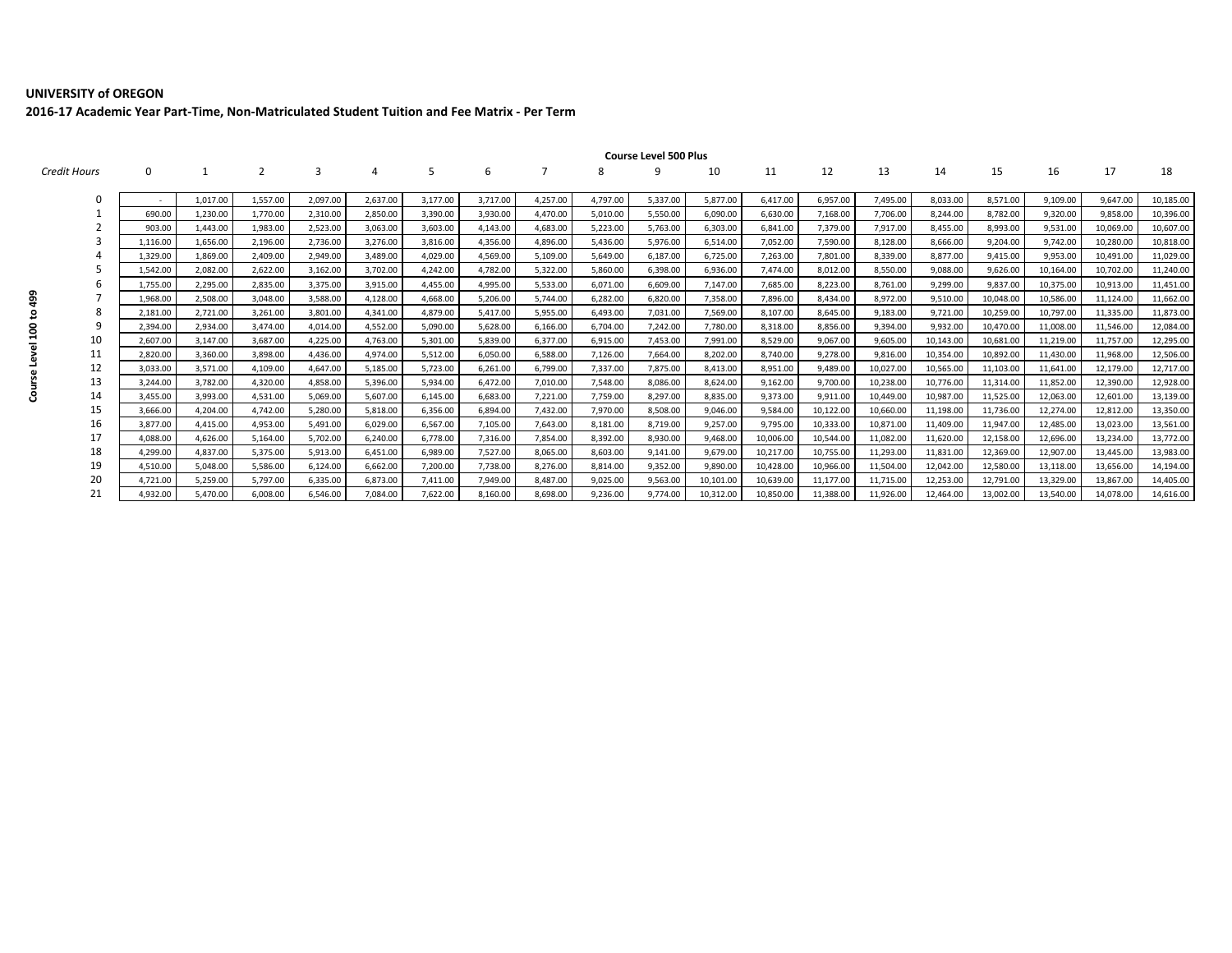**UNIVERSITY of OREGON**

**2016-17 Academic Year Part-Time, Non-Matriculated Student Tuition and Fee Matrix - Per Term**

| | | Course Level 500 Plus | | | | | | | | | | | | | | | | | | |
|---|---|---|---|---|---|---|---|---|---|---|---|---|---|---|---|---|---|---|---|---|
| | *Credit Hours* | 0 | 1 | 2 | 3 | 4 | 5 | 6 | 7 | 8 | 9 | 10 | 11 | 12 | 13 | 14 | 15 | 16 | 17 | 18 |
| **Course Level 100 to 499** | 0 | - | 1,017.00 | 1,557.00 | 2,097.00 | 2,637.00 | 3,177.00 | 3,717.00 | 4,257.00 | 4,797.00 | 5,337.00 | 5,877.00 | 6,417.00 | 6,957.00 | 7,495.00 | 8,033.00 | 8,571.00 | 9,109.00 | 9,647.00 | 10,185.00 |
| | 1 | 690.00 | 1,230.00 | 1,770.00 | 2,310.00 | 2,850.00 | 3,390.00 | 3,930.00 | 4,470.00 | 5,010.00 | 5,550.00 | 6,090.00 | 6,630.00 | 7,168.00 | 7,706.00 | 8,244.00 | 8,782.00 | 9,320.00 | 9,858.00 | 10,396.00 |
| | 2 | 903.00 | 1,443.00 | 1,983.00 | 2,523.00 | 3,063.00 | 3,603.00 | 4,143.00 | 4,683.00 | 5,223.00 | 5,763.00 | 6,303.00 | 6,841.00 | 7,379.00 | 7,917.00 | 8,455.00 | 8,993.00 | 9,531.00 | 10,069.00 | 10,607.00 |
| | 3 | 1,116.00 | 1,656.00 | 2,196.00 | 2,736.00 | 3,276.00 | 3,816.00 | 4,356.00 | 4,896.00 | 5,436.00 | 5,976.00 | 6,514.00 | 7,052.00 | 7,590.00 | 8,128.00 | 8,666.00 | 9,204.00 | 9,742.00 | 10,280.00 | 10,818.00 |
| | 4 | 1,329.00 | 1,869.00 | 2,409.00 | 2,949.00 | 3,489.00 | 4,029.00 | 4,569.00 | 5,109.00 | 5,649.00 | 6,187.00 | 6,725.00 | 7,263.00 | 7,801.00 | 8,339.00 | 8,877.00 | 9,415.00 | 9,953.00 | 10,491.00 | 11,029.00 |
| | 5 | 1,542.00 | 2,082.00 | 2,622.00 | 3,162.00 | 3,702.00 | 4,242.00 | 4,782.00 | 5,322.00 | 5,860.00 | 6,398.00 | 6,936.00 | 7,474.00 | 8,012.00 | 8,550.00 | 9,088.00 | 9,626.00 | 10,164.00 | 10,702.00 | 11,240.00 |
| | 6 | 1,755.00 | 2,295.00 | 2,835.00 | 3,375.00 | 3,915.00 | 4,455.00 | 4,995.00 | 5,533.00 | 6,071.00 | 6,609.00 | 7,147.00 | 7,685.00 | 8,223.00 | 8,761.00 | 9,299.00 | 9,837.00 | 10,375.00 | 10,913.00 | 11,451.00 |
| | 7 | 1,968.00 | 2,508.00 | 3,048.00 | 3,588.00 | 4,128.00 | 4,668.00 | 5,206.00 | 5,744.00 | 6,282.00 | 6,820.00 | 7,358.00 | 7,896.00 | 8,434.00 | 8,972.00 | 9,510.00 | 10,048.00 | 10,586.00 | 11,124.00 | 11,662.00 |
| | 8 | 2,181.00 | 2,721.00 | 3,261.00 | 3,801.00 | 4,341.00 | 4,879.00 | 5,417.00 | 5,955.00 | 6,493.00 | 7,031.00 | 7,569.00 | 8,107.00 | 8,645.00 | 9,183.00 | 9,721.00 | 10,259.00 | 10,797.00 | 11,335.00 | 11,873.00 |
| | 9 | 2,394.00 | 2,934.00 | 3,474.00 | 4,014.00 | 4,552.00 | 5,090.00 | 5,628.00 | 6,166.00 | 6,704.00 | 7,242.00 | 7,780.00 | 8,318.00 | 8,856.00 | 9,394.00 | 9,932.00 | 10,470.00 | 11,008.00 | 11,546.00 | 12,084.00 |
| | 10 | 2,607.00 | 3,147.00 | 3,687.00 | 4,225.00 | 4,763.00 | 5,301.00 | 5,839.00 | 6,377.00 | 6,915.00 | 7,453.00 | 7,991.00 | 8,529.00 | 9,067.00 | 9,605.00 | 10,143.00 | 10,681.00 | 11,219.00 | 11,757.00 | 12,295.00 |
| | 11 | 2,820.00 | 3,360.00 | 3,898.00 | 4,436.00 | 4,974.00 | 5,512.00 | 6,050.00 | 6,588.00 | 7,126.00 | 7,664.00 | 8,202.00 | 8,740.00 | 9,278.00 | 9,816.00 | 10,354.00 | 10,892.00 | 11,430.00 | 11,968.00 | 12,506.00 |
| | 12 | 3,033.00 | 3,571.00 | 4,109.00 | 4,647.00 | 5,185.00 | 5,723.00 | 6,261.00 | 6,799.00 | 7,337.00 | 7,875.00 | 8,413.00 | 8,951.00 | 9,489.00 | 10,027.00 | 10,565.00 | 11,103.00 | 11,641.00 | 12,179.00 | 12,717.00 |
| | 13 | 3,244.00 | 3,782.00 | 4,320.00 | 4,858.00 | 5,396.00 | 5,934.00 | 6,472.00 | 7,010.00 | 7,548.00 | 8,086.00 | 8,624.00 | 9,162.00 | 9,700.00 | 10,238.00 | 10,776.00 | 11,314.00 | 11,852.00 | 12,390.00 | 12,928.00 |
| | 14 | 3,455.00 | 3,993.00 | 4,531.00 | 5,069.00 | 5,607.00 | 6,145.00 | 6,683.00 | 7,221.00 | 7,759.00 | 8,297.00 | 8,835.00 | 9,373.00 | 9,911.00 | 10,449.00 | 10,987.00 | 11,525.00 | 12,063.00 | 12,601.00 | 13,139.00 |
| | 15 | 3,666.00 | 4,204.00 | 4,742.00 | 5,280.00 | 5,818.00 | 6,356.00 | 6,894.00 | 7,432.00 | 7,970.00 | 8,508.00 | 9,046.00 | 9,584.00 | 10,122.00 | 10,660.00 | 11,198.00 | 11,736.00 | 12,274.00 | 12,812.00 | 13,350.00 |
| | 16 | 3,877.00 | 4,415.00 | 4,953.00 | 5,491.00 | 6,029.00 | 6,567.00 | 7,105.00 | 7,643.00 | 8,181.00 | 8,719.00 | 9,257.00 | 9,795.00 | 10,333.00 | 10,871.00 | 11,409.00 | 11,947.00 | 12,485.00 | 13,023.00 | 13,561.00 |
| | 17 | 4,088.00 | 4,626.00 | 5,164.00 | 5,702.00 | 6,240.00 | 6,778.00 | 7,316.00 | 7,854.00 | 8,392.00 | 8,930.00 | 9,468.00 | 10,006.00 | 10,544.00 | 11,082.00 | 11,620.00 | 12,158.00 | 12,696.00 | 13,234.00 | 13,772.00 |
| | 18 | 4,299.00 | 4,837.00 | 5,375.00 | 5,913.00 | 6,451.00 | 6,989.00 | 7,527.00 | 8,065.00 | 8,603.00 | 9,141.00 | 9,679.00 | 10,217.00 | 10,755.00 | 11,293.00 | 11,831.00 | 12,369.00 | 12,907.00 | 13,445.00 | 13,983.00 |
| | 19 | 4,510.00 | 5,048.00 | 5,586.00 | 6,124.00 | 6,662.00 | 7,200.00 | 7,738.00 | 8,276.00 | 8,814.00 | 9,352.00 | 9,890.00 | 10,428.00 | 10,966.00 | 11,504.00 | 12,042.00 | 12,580.00 | 13,118.00 | 13,656.00 | 14,194.00 |
| | 20 | 4,721.00 | 5,259.00 | 5,797.00 | 6,335.00 | 6,873.00 | 7,411.00 | 7,949.00 | 8,487.00 | 9,025.00 | 9,563.00 | 10,101.00 | 10,639.00 | 11,177.00 | 11,715.00 | 12,253.00 | 12,791.00 | 13,329.00 | 13,867.00 | 14,405.00 |
| | 21 | 4,932.00 | 5,470.00 | 6,008.00 | 6,546.00 | 7,084.00 | 7,622.00 | 8,160.00 | 8,698.00 | 9,236.00 | 9,774.00 | 10,312.00 | 10,850.00 | 11,388.00 | 11,926.00 | 12,464.00 | 13,002.00 | 13,540.00 | 14,078.00 | 14,616.00 |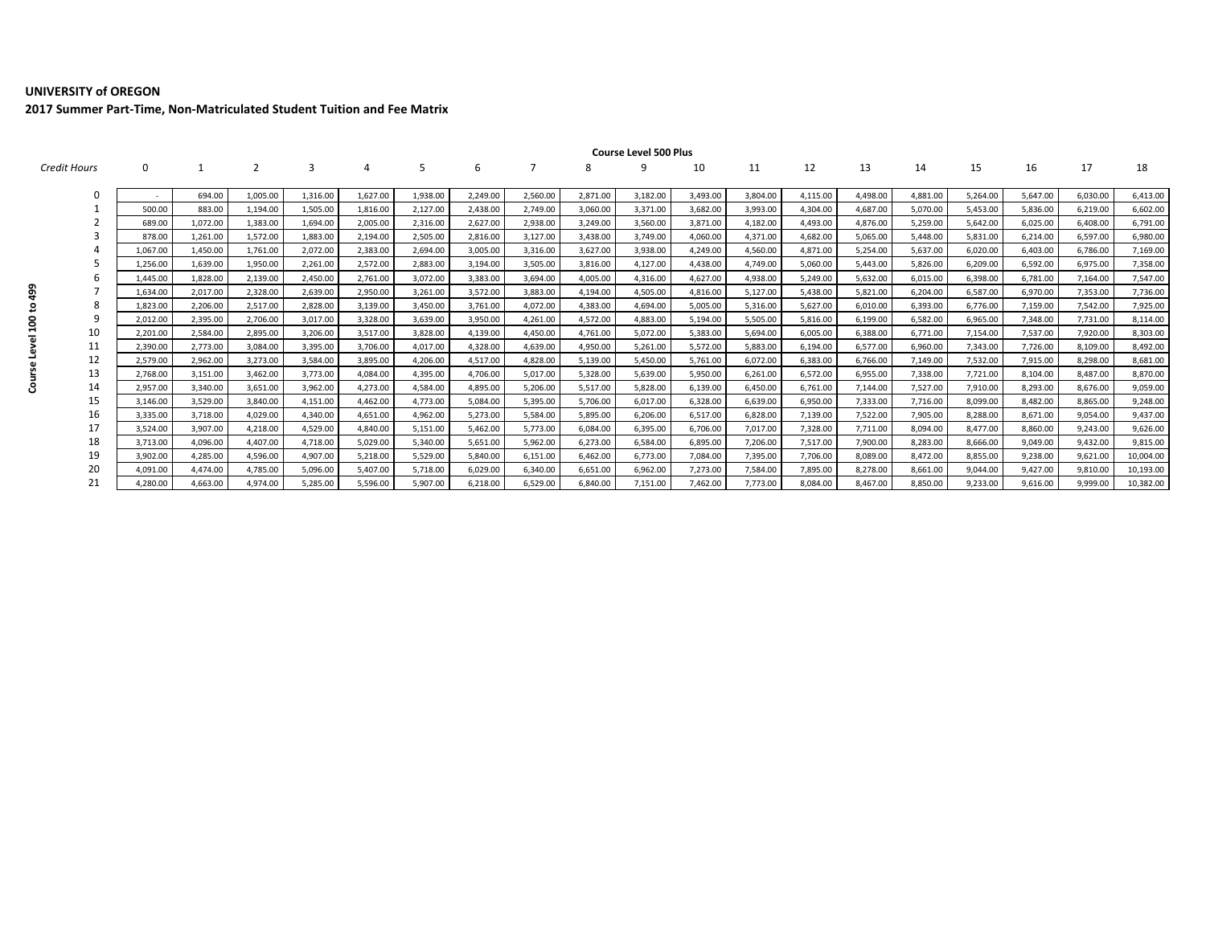**UNIVERSITY of OREGON**

**2017 Summer Part-Time, Non-Matriculated Student Tuition and Fee Matrix**

| | | Course Level 500 Plus | | | | | | | | | | | | | | | | | | |
|---|---|---|---|---|---|---|---|---|---|---|---|---|---|---|---|---|---|---|---|---|
| | *Credit Hours* | 0 | 1 | 2 | 3 | 4 | 5 | 6 | 7 | 8 | 9 | 10 | 11 | 12 | 13 | 14 | 15 | 16 | 17 | 18 |
| Course Level 100 to 499 | 0 | - | 694.00 | 1,005.00 | 1,316.00 | 1,627.00 | 1,938.00 | 2,249.00 | 2,560.00 | 2,871.00 | 3,182.00 | 3,493.00 | 3,804.00 | 4,115.00 | 4,498.00 | 4,881.00 | 5,264.00 | 5,647.00 | 6,030.00 | 6,413.00 |
| | 1 | 500.00 | 883.00 | 1,194.00 | 1,505.00 | 1,816.00 | 2,127.00 | 2,438.00 | 2,749.00 | 3,060.00 | 3,371.00 | 3,682.00 | 3,993.00 | 4,304.00 | 4,687.00 | 5,070.00 | 5,453.00 | 5,836.00 | 6,219.00 | 6,602.00 |
| | 2 | 689.00 | 1,072.00 | 1,383.00 | 1,694.00 | 2,005.00 | 2,316.00 | 2,627.00 | 2,938.00 | 3,249.00 | 3,560.00 | 3,871.00 | 4,182.00 | 4,493.00 | 4,876.00 | 5,259.00 | 5,642.00 | 6,025.00 | 6,408.00 | 6,791.00 |
| | 3 | 878.00 | 1,261.00 | 1,572.00 | 1,883.00 | 2,194.00 | 2,505.00 | 2,816.00 | 3,127.00 | 3,438.00 | 3,749.00 | 4,060.00 | 4,371.00 | 4,682.00 | 5,065.00 | 5,448.00 | 5,831.00 | 6,214.00 | 6,597.00 | 6,980.00 |
| | 4 | 1,067.00 | 1,450.00 | 1,761.00 | 2,072.00 | 2,383.00 | 2,694.00 | 3,005.00 | 3,316.00 | 3,627.00 | 3,938.00 | 4,249.00 | 4,560.00 | 4,871.00 | 5,254.00 | 5,637.00 | 6,020.00 | 6,403.00 | 6,786.00 | 7,169.00 |
| | 5 | 1,256.00 | 1,639.00 | 1,950.00 | 2,261.00 | 2,572.00 | 2,883.00 | 3,194.00 | 3,505.00 | 3,816.00 | 4,127.00 | 4,438.00 | 4,749.00 | 5,060.00 | 5,443.00 | 5,826.00 | 6,209.00 | 6,592.00 | 6,975.00 | 7,358.00 |
| | 6 | 1,445.00 | 1,828.00 | 2,139.00 | 2,450.00 | 2,761.00 | 3,072.00 | 3,383.00 | 3,694.00 | 4,005.00 | 4,316.00 | 4,627.00 | 4,938.00 | 5,249.00 | 5,632.00 | 6,015.00 | 6,398.00 | 6,781.00 | 7,164.00 | 7,547.00 |
| | 7 | 1,634.00 | 2,017.00 | 2,328.00 | 2,639.00 | 2,950.00 | 3,261.00 | 3,572.00 | 3,883.00 | 4,194.00 | 4,505.00 | 4,816.00 | 5,127.00 | 5,438.00 | 5,821.00 | 6,204.00 | 6,587.00 | 6,970.00 | 7,353.00 | 7,736.00 |
| | 8 | 1,823.00 | 2,206.00 | 2,517.00 | 2,828.00 | 3,139.00 | 3,450.00 | 3,761.00 | 4,072.00 | 4,383.00 | 4,694.00 | 5,005.00 | 5,316.00 | 5,627.00 | 6,010.00 | 6,393.00 | 6,776.00 | 7,159.00 | 7,542.00 | 7,925.00 |
| | 9 | 2,012.00 | 2,395.00 | 2,706.00 | 3,017.00 | 3,328.00 | 3,639.00 | 3,950.00 | 4,261.00 | 4,572.00 | 4,883.00 | 5,194.00 | 5,505.00 | 5,816.00 | 6,199.00 | 6,582.00 | 6,965.00 | 7,348.00 | 7,731.00 | 8,114.00 |
| | 10 | 2,201.00 | 2,584.00 | 2,895.00 | 3,206.00 | 3,517.00 | 3,828.00 | 4,139.00 | 4,450.00 | 4,761.00 | 5,072.00 | 5,383.00 | 5,694.00 | 6,005.00 | 6,388.00 | 6,771.00 | 7,154.00 | 7,537.00 | 7,920.00 | 8,303.00 |
| | 11 | 2,390.00 | 2,773.00 | 3,084.00 | 3,395.00 | 3,706.00 | 4,017.00 | 4,328.00 | 4,639.00 | 4,950.00 | 5,261.00 | 5,572.00 | 5,883.00 | 6,194.00 | 6,577.00 | 6,960.00 | 7,343.00 | 7,726.00 | 8,109.00 | 8,492.00 |
| | 12 | 2,579.00 | 2,962.00 | 3,273.00 | 3,584.00 | 3,895.00 | 4,206.00 | 4,517.00 | 4,828.00 | 5,139.00 | 5,450.00 | 5,761.00 | 6,072.00 | 6,383.00 | 6,766.00 | 7,149.00 | 7,532.00 | 7,915.00 | 8,298.00 | 8,681.00 |
| | 13 | 2,768.00 | 3,151.00 | 3,462.00 | 3,773.00 | 4,084.00 | 4,395.00 | 4,706.00 | 5,017.00 | 5,328.00 | 5,639.00 | 5,950.00 | 6,261.00 | 6,572.00 | 6,955.00 | 7,338.00 | 7,721.00 | 8,104.00 | 8,487.00 | 8,870.00 |
| | 14 | 2,957.00 | 3,340.00 | 3,651.00 | 3,962.00 | 4,273.00 | 4,584.00 | 4,895.00 | 5,206.00 | 5,517.00 | 5,828.00 | 6,139.00 | 6,450.00 | 6,761.00 | 7,144.00 | 7,527.00 | 7,910.00 | 8,293.00 | 8,676.00 | 9,059.00 |
| | 15 | 3,146.00 | 3,529.00 | 3,840.00 | 4,151.00 | 4,462.00 | 4,773.00 | 5,084.00 | 5,395.00 | 5,706.00 | 6,017.00 | 6,328.00 | 6,639.00 | 6,950.00 | 7,333.00 | 7,716.00 | 8,099.00 | 8,482.00 | 8,865.00 | 9,248.00 |
| | 16 | 3,335.00 | 3,718.00 | 4,029.00 | 4,340.00 | 4,651.00 | 4,962.00 | 5,273.00 | 5,584.00 | 5,895.00 | 6,206.00 | 6,517.00 | 6,828.00 | 7,139.00 | 7,522.00 | 7,905.00 | 8,288.00 | 8,671.00 | 9,054.00 | 9,437.00 |
| | 17 | 3,524.00 | 3,907.00 | 4,218.00 | 4,529.00 | 4,840.00 | 5,151.00 | 5,462.00 | 5,773.00 | 6,084.00 | 6,395.00 | 6,706.00 | 7,017.00 | 7,328.00 | 7,711.00 | 8,094.00 | 8,477.00 | 8,860.00 | 9,243.00 | 9,626.00 |
| | 18 | 3,713.00 | 4,096.00 | 4,407.00 | 4,718.00 | 5,029.00 | 5,340.00 | 5,651.00 | 5,962.00 | 6,273.00 | 6,584.00 | 6,895.00 | 7,206.00 | 7,517.00 | 7,900.00 | 8,283.00 | 8,666.00 | 9,049.00 | 9,432.00 | 9,815.00 |
| | 19 | 3,902.00 | 4,285.00 | 4,596.00 | 4,907.00 | 5,218.00 | 5,529.00 | 5,840.00 | 6,151.00 | 6,462.00 | 6,773.00 | 7,084.00 | 7,395.00 | 7,706.00 | 8,089.00 | 8,472.00 | 8,855.00 | 9,238.00 | 9,621.00 | 10,004.00 |
| | 20 | 4,091.00 | 4,474.00 | 4,785.00 | 5,096.00 | 5,407.00 | 5,718.00 | 6,029.00 | 6,340.00 | 6,651.00 | 6,962.00 | 7,273.00 | 7,584.00 | 7,895.00 | 8,278.00 | 8,661.00 | 9,044.00 | 9,427.00 | 9,810.00 | 10,193.00 |
| | 21 | 4,280.00 | 4,663.00 | 4,974.00 | 5,285.00 | 5,596.00 | 5,907.00 | 6,218.00 | 6,529.00 | 6,840.00 | 7,151.00 | 7,462.00 | 7,773.00 | 8,084.00 | 8,467.00 | 8,850.00 | 9,233.00 | 9,616.00 | 9,999.00 | 10,382.00 |